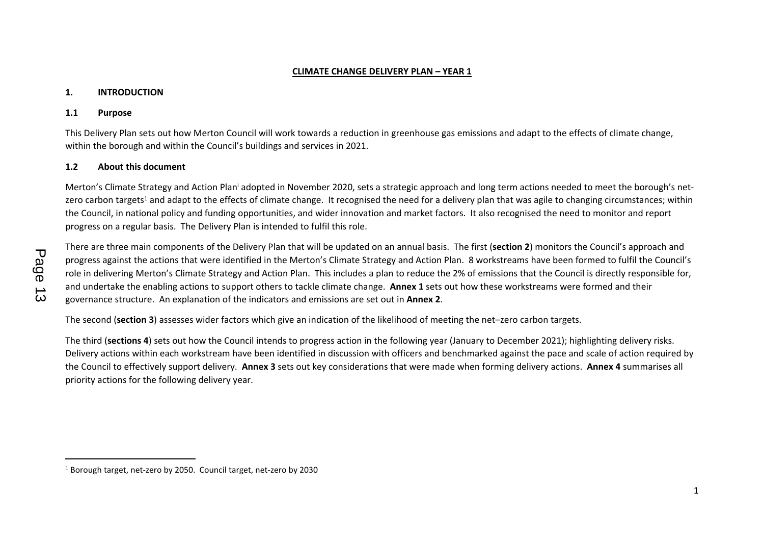**CLIMATE CHANGE DELIVERY PLAN – YEAR 1**

## 1. INTRODUCTION

### 1.1 Purpose

This Delivery Plan sets out how Merton Council will work towards a reduction in greenhouse gas emissions and adapt to the effects of climate change, within the borough and within the Council's buildings and services in 2021.

### 1.2 About this document

Merton's Climate Strategy and Action Plan[i] adopted in November 2020, sets a strategic approach and long term actions needed to meet the borough's net-zero carbon targets[1] and adapt to the effects of climate change. It recognised the need for a delivery plan that was agile to changing circumstances; within the Council, in national policy and funding opportunities, and wider innovation and market factors. It also recognised the need to monitor and report progress on a regular basis. The Delivery Plan is intended to fulfil this role.

There are three main components of the Delivery Plan that will be updated on an annual basis. The first (**section 2**) monitors the Council's approach and progress against the actions that were identified in the Merton's Climate Strategy and Action Plan. 8 workstreams have been formed to fulfil the Council's role in delivering Merton's Climate Strategy and Action Plan. This includes a plan to reduce the 2% of emissions that the Council is directly responsible for, and undertake the enabling actions to support others to tackle climate change. **Annex 1** sets out how these workstreams were formed and their governance structure. An explanation of the indicators and emissions are set out in **Annex 2**.

The second (**section 3**) assesses wider factors which give an indication of the likelihood of meeting the net–zero carbon targets.

The third (**sections 4**) sets out how the Council intends to progress action in the following year (January to December 2021); highlighting delivery risks. Delivery actions within each workstream have been identified in discussion with officers and benchmarked against the pace and scale of action required by the Council to effectively support delivery. **Annex 3** sets out key considerations that were made when forming delivery actions. **Annex 4** summarises all priority actions for the following delivery year.

---

[1] Borough target, net-zero by 2050. Council target, net-zero by 2030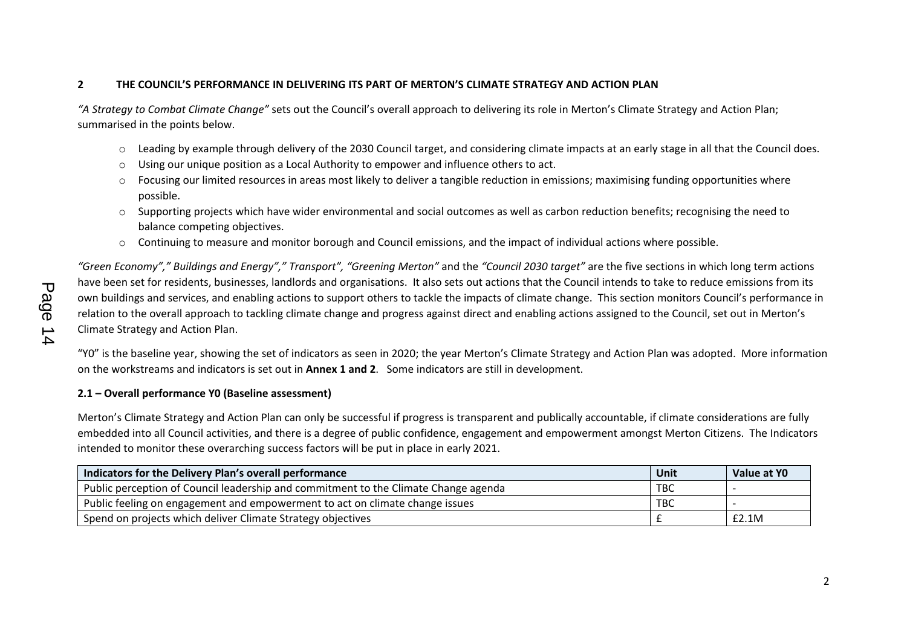## 2 THE COUNCIL'S PERFORMANCE IN DELIVERING ITS PART OF MERTON'S CLIMATE STRATEGY AND ACTION PLAN

*"A Strategy to Combat Climate Change"* sets out the Council's overall approach to delivering its role in Merton's Climate Strategy and Action Plan; summarised in the points below.

- Leading by example through delivery of the 2030 Council target, and considering climate impacts at an early stage in all that the Council does.
- Using our unique position as a Local Authority to empower and influence others to act.
- Focusing our limited resources in areas most likely to deliver a tangible reduction in emissions; maximising funding opportunities where possible.
- Supporting projects which have wider environmental and social outcomes as well as carbon reduction benefits; recognising the need to balance competing objectives.
- Continuing to measure and monitor borough and Council emissions, and the impact of individual actions where possible.

*"Green Economy"," Buildings and Energy"," Transport", "Greening Merton"* and the *"Council 2030 target"* are the five sections in which long term actions have been set for residents, businesses, landlords and organisations. It also sets out actions that the Council intends to take to reduce emissions from its own buildings and services, and enabling actions to support others to tackle the impacts of climate change. This section monitors Council's performance in relation to the overall approach to tackling climate change and progress against direct and enabling actions assigned to the Council, set out in Merton's Climate Strategy and Action Plan.

"Y0" is the baseline year, showing the set of indicators as seen in 2020; the year Merton's Climate Strategy and Action Plan was adopted. More information on the workstreams and indicators is set out in **Annex 1 and 2**. Some indicators are still in development.

### 2.1 – Overall performance Y0 (Baseline assessment)

Merton's Climate Strategy and Action Plan can only be successful if progress is transparent and publically accountable, if climate considerations are fully embedded into all Council activities, and there is a degree of public confidence, engagement and empowerment amongst Merton Citizens. The Indicators intended to monitor these overarching success factors will be put in place in early 2021.

| Indicators for the Delivery Plan's overall performance | Unit | Value at Y0 |
|---|---|---|
| Public perception of Council leadership and commitment to the Climate Change agenda | TBC | - |
| Public feeling on engagement and empowerment to act on climate change issues | TBC | - |
| Spend on projects which deliver Climate Strategy objectives | £ | £2.1M |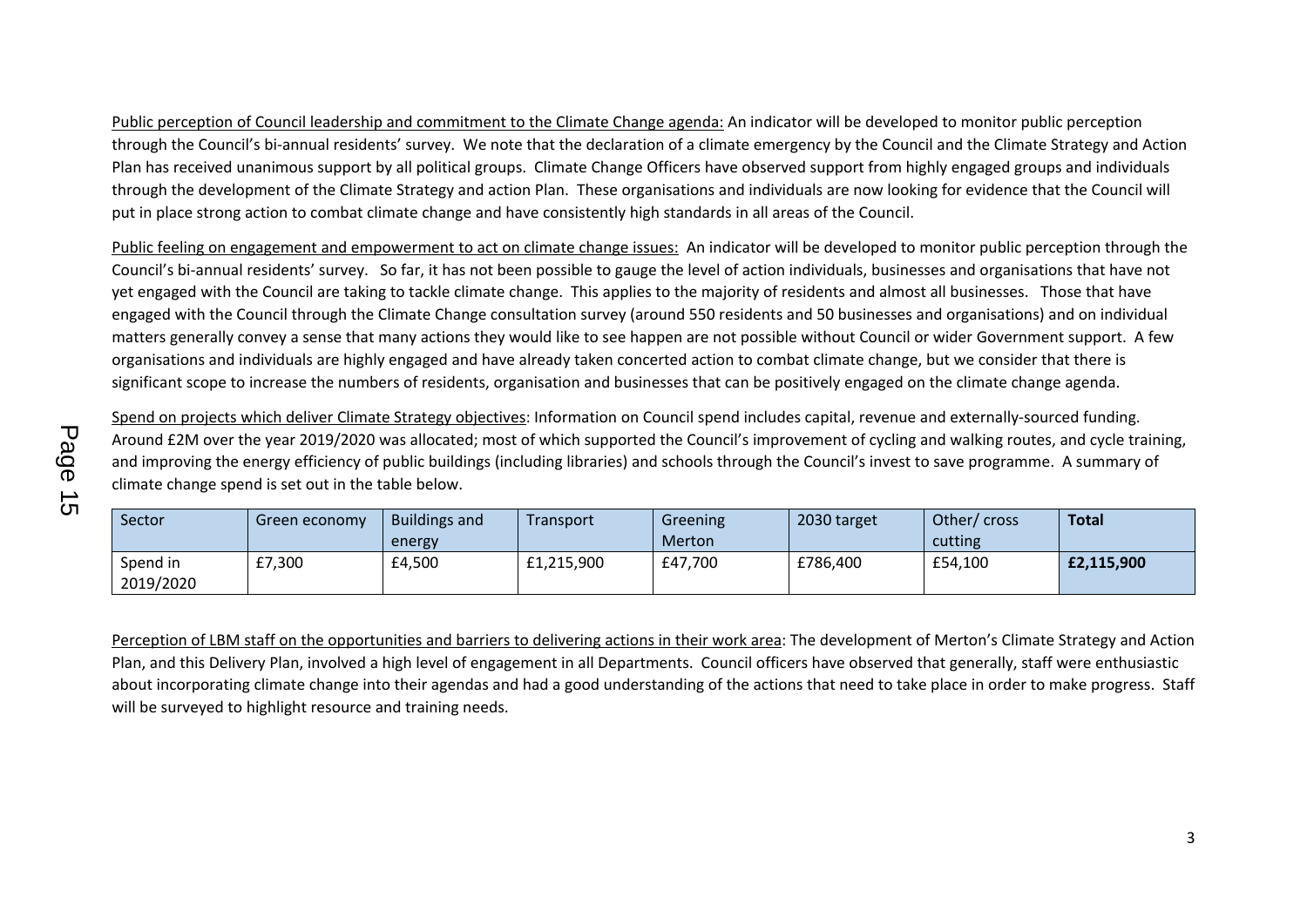Public perception of Council leadership and commitment to the Climate Change agenda: An indicator will be developed to monitor public perception through the Council's bi-annual residents' survey. We note that the declaration of a climate emergency by the Council and the Climate Strategy and Action Plan has received unanimous support by all political groups. Climate Change Officers have observed support from highly engaged groups and individuals through the development of the Climate Strategy and action Plan. These organisations and individuals are now looking for evidence that the Council will put in place strong action to combat climate change and have consistently high standards in all areas of the Council.

Public feeling on engagement and empowerment to act on climate change issues: An indicator will be developed to monitor public perception through the Council's bi-annual residents' survey. So far, it has not been possible to gauge the level of action individuals, businesses and organisations that have not yet engaged with the Council are taking to tackle climate change. This applies to the majority of residents and almost all businesses. Those that have engaged with the Council through the Climate Change consultation survey (around 550 residents and 50 businesses and organisations) and on individual matters generally convey a sense that many actions they would like to see happen are not possible without Council or wider Government support. A few organisations and individuals are highly engaged and have already taken concerted action to combat climate change, but we consider that there is significant scope to increase the numbers of residents, organisation and businesses that can be positively engaged on the climate change agenda.

Spend on projects which deliver Climate Strategy objectives: Information on Council spend includes capital, revenue and externally-sourced funding. Around £2M over the year 2019/2020 was allocated; most of which supported the Council's improvement of cycling and walking routes, and cycle training, and improving the energy efficiency of public buildings (including libraries) and schools through the Council's invest to save programme. A summary of climate change spend is set out in the table below.

| Sector | Green economy | Buildings and energy | Transport | Greening Merton | 2030 target | Other/ cross cutting | **Total** |
|---|---|---|---|---|---|---|---|
| Spend in 2019/2020 | £7,300 | £4,500 | £1,215,900 | £47,700 | £786,400 | £54,100 | **£2,115,900** |

Perception of LBM staff on the opportunities and barriers to delivering actions in their work area: The development of Merton's Climate Strategy and Action Plan, and this Delivery Plan, involved a high level of engagement in all Departments. Council officers have observed that generally, staff were enthusiastic about incorporating climate change into their agendas and had a good understanding of the actions that need to take place in order to make progress. Staff will be surveyed to highlight resource and training needs.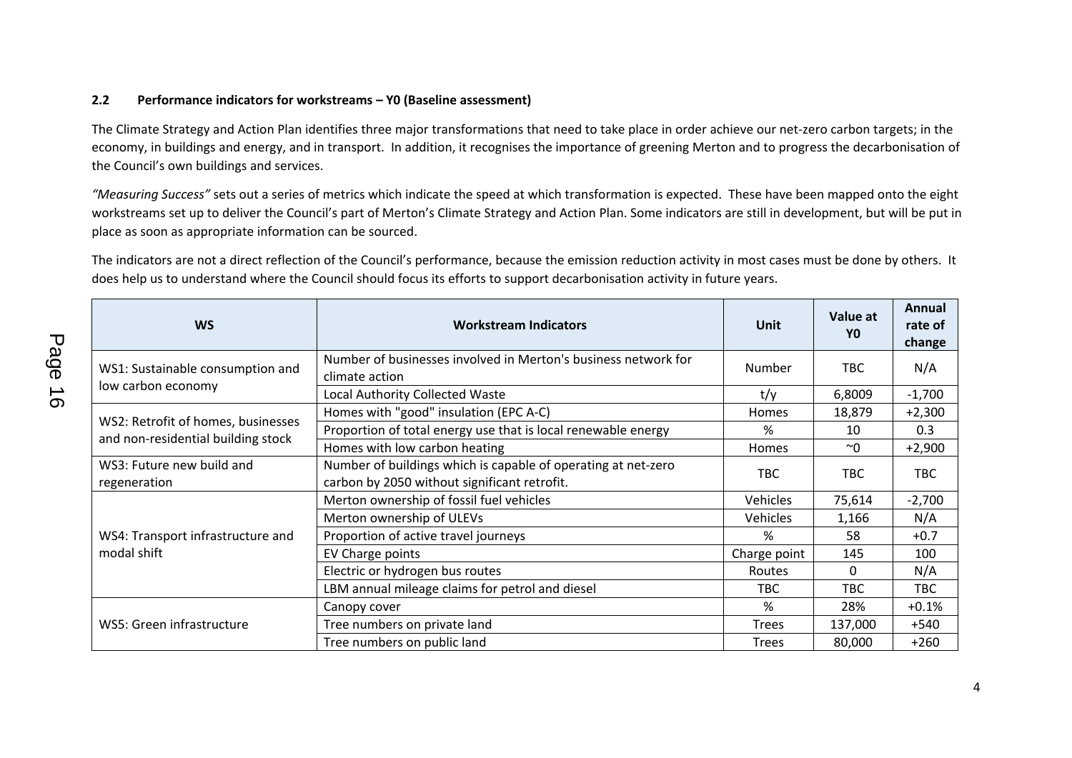### 2.2 Performance indicators for workstreams – Y0 (Baseline assessment)

The Climate Strategy and Action Plan identifies three major transformations that need to take place in order achieve our net-zero carbon targets; in the economy, in buildings and energy, and in transport. In addition, it recognises the importance of greening Merton and to progress the decarbonisation of the Council's own buildings and services.

*"Measuring Success"* sets out a series of metrics which indicate the speed at which transformation is expected. These have been mapped onto the eight workstreams set up to deliver the Council's part of Merton's Climate Strategy and Action Plan. Some indicators are still in development, but will be put in place as soon as appropriate information can be sourced.

The indicators are not a direct reflection of the Council's performance, because the emission reduction activity in most cases must be done by others. It does help us to understand where the Council should focus its efforts to support decarbonisation activity in future years.

| WS | Workstream Indicators | Unit | Value at Y0 | Annual rate of change |
|---|---|---|---|---|
| WS1: Sustainable consumption and low carbon economy | Number of businesses involved in Merton's business network for climate action | Number | TBC | N/A |
| | Local Authority Collected Waste | t/y | 6,8009 | -1,700 |
| WS2: Retrofit of homes, businesses and non-residential building stock | Homes with "good" insulation (EPC A-C) | Homes | 18,879 | +2,300 |
| | Proportion of total energy use that is local renewable energy | % | 10 | 0.3 |
| | Homes with low carbon heating | Homes | ~0 | +2,900 |
| WS3: Future new build and regeneration | Number of buildings which is capable of operating at net-zero carbon by 2050 without significant retrofit. | TBC | TBC | TBC |
| WS4: Transport infrastructure and modal shift | Merton ownership of fossil fuel vehicles | Vehicles | 75,614 | -2,700 |
| | Merton ownership of ULEVs | Vehicles | 1,166 | N/A |
| | Proportion of active travel journeys | % | 58 | +0.7 |
| | EV Charge points | Charge point | 145 | 100 |
| | Electric or hydrogen bus routes | Routes | 0 | N/A |
| | LBM annual mileage claims for petrol and diesel | TBC | TBC | TBC |
| WS5: Green infrastructure | Canopy cover | % | 28% | +0.1% |
| | Tree numbers on private land | Trees | 137,000 | +540 |
| | Tree numbers on public land | Trees | 80,000 | +260 |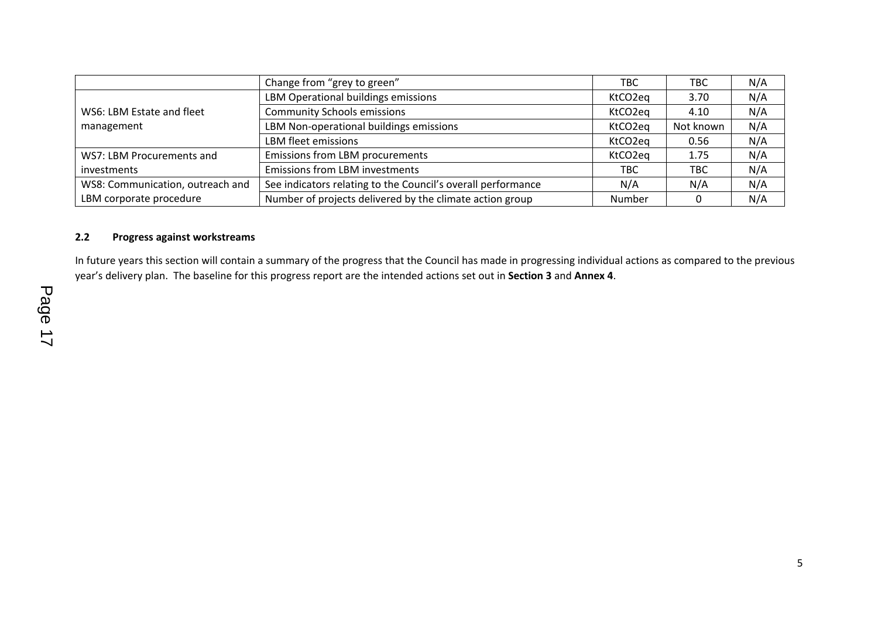|  | Change from "grey to green" | TBC | TBC | N/A |
|---|---|---|---|---|
| WS6: LBM Estate and fleet management | LBM Operational buildings emissions | $KtCO_2eq$ | 3.70 | N/A |
|  | Community Schools emissions | $KtCO_2eq$ | 4.10 | N/A |
|  | LBM Non-operational buildings emissions | $KtCO_2eq$ | Not known | N/A |
|  | LBM fleet emissions | $KtCO_2eq$ | 0.56 | N/A |
| WS7: LBM Procurements and investments | Emissions from LBM procurements | $KtCO_2eq$ | 1.75 | N/A |
|  | Emissions from LBM investments | TBC | TBC | N/A |
| WS8: Communication, outreach and LBM corporate procedure | See indicators relating to the Council's overall performance | N/A | N/A | N/A |
|  | Number of projects delivered by the climate action group | Number | 0 | N/A |

### 2.2 Progress against workstreams

In future years this section will contain a summary of the progress that the Council has made in progressing individual actions as compared to the previous year's delivery plan. The baseline for this progress report are the intended actions set out in **Section 3** and **Annex 4**.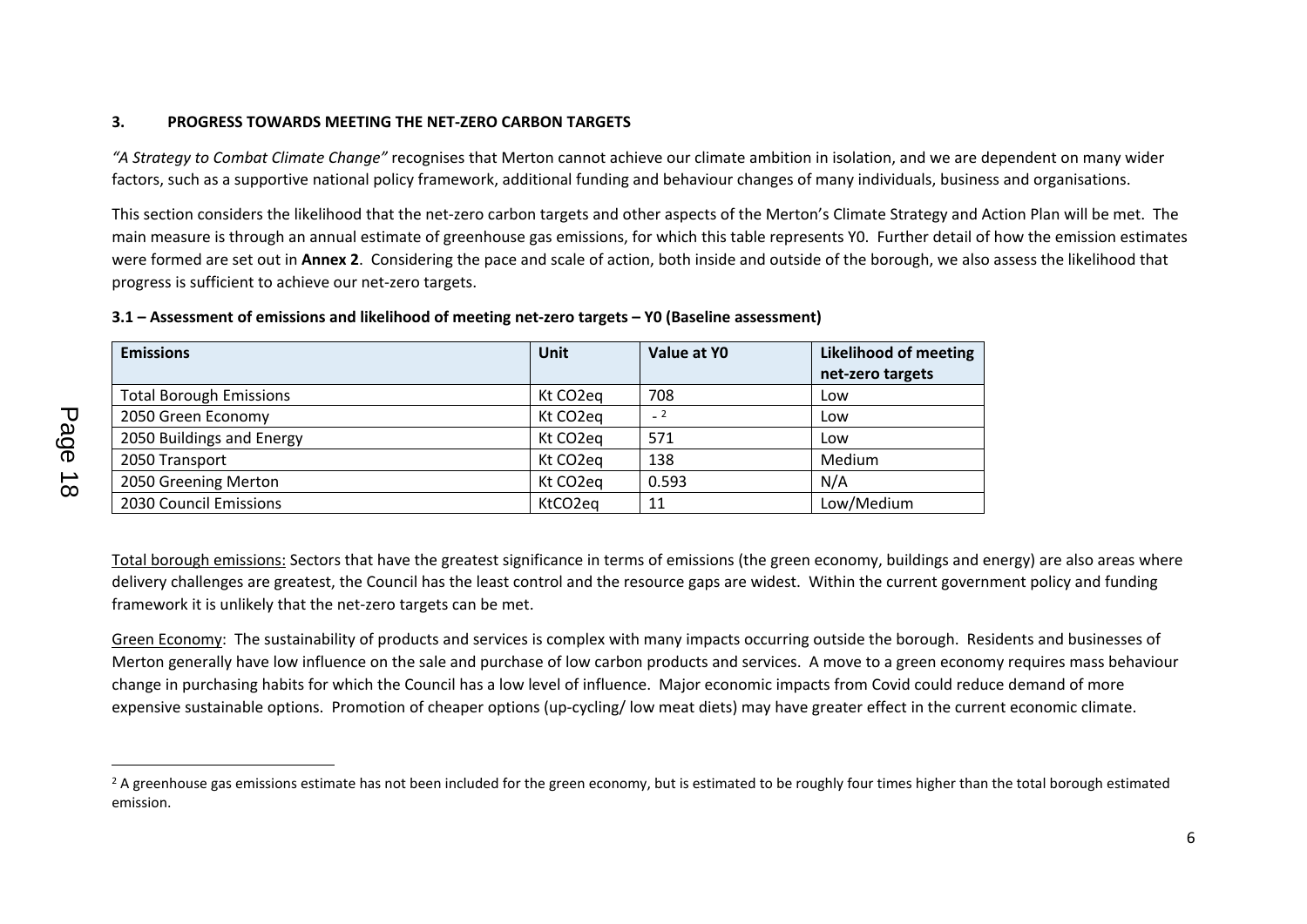## 3. PROGRESS TOWARDS MEETING THE NET-ZERO CARBON TARGETS

*"A Strategy to Combat Climate Change"* recognises that Merton cannot achieve our climate ambition in isolation, and we are dependent on many wider factors, such as a supportive national policy framework, additional funding and behaviour changes of many individuals, business and organisations.

This section considers the likelihood that the net-zero carbon targets and other aspects of the Merton's Climate Strategy and Action Plan will be met. The main measure is through an annual estimate of greenhouse gas emissions, for which this table represents Y0. Further detail of how the emission estimates were formed are set out in **Annex 2**. Considering the pace and scale of action, both inside and outside of the borough, we also assess the likelihood that progress is sufficient to achieve our net-zero targets.

### 3.1 – Assessment of emissions and likelihood of meeting net-zero targets – Y0 (Baseline assessment)

| Emissions | Unit | Value at Y0 | Likelihood of meeting net-zero targets |
|---|---|---|---|
| Total Borough Emissions | Kt $CO_2$eq | 708 | Low |
| 2050 Green Economy | Kt $CO_2$eq | - [2] | Low |
| 2050 Buildings and Energy | Kt $CO_2$eq | 571 | Low |
| 2050 Transport | Kt $CO_2$eq | 138 | Medium |
| 2050 Greening Merton | Kt $CO_2$eq | 0.593 | N/A |
| 2030 Council Emissions | Kt$CO_2$eq | 11 | Low/Medium |

Total borough emissions: Sectors that have the greatest significance in terms of emissions (the green economy, buildings and energy) are also areas where delivery challenges are greatest, the Council has the least control and the resource gaps are widest. Within the current government policy and funding framework it is unlikely that the net-zero targets can be met.

Green Economy: The sustainability of products and services is complex with many impacts occurring outside the borough. Residents and businesses of Merton generally have low influence on the sale and purchase of low carbon products and services. A move to a green economy requires mass behaviour change in purchasing habits for which the Council has a low level of influence. Major economic impacts from Covid could reduce demand of more expensive sustainable options. Promotion of cheaper options (up-cycling/ low meat diets) may have greater effect in the current economic climate.

[2] A greenhouse gas emissions estimate has not been included for the green economy, but is estimated to be roughly four times higher than the total borough estimated emission.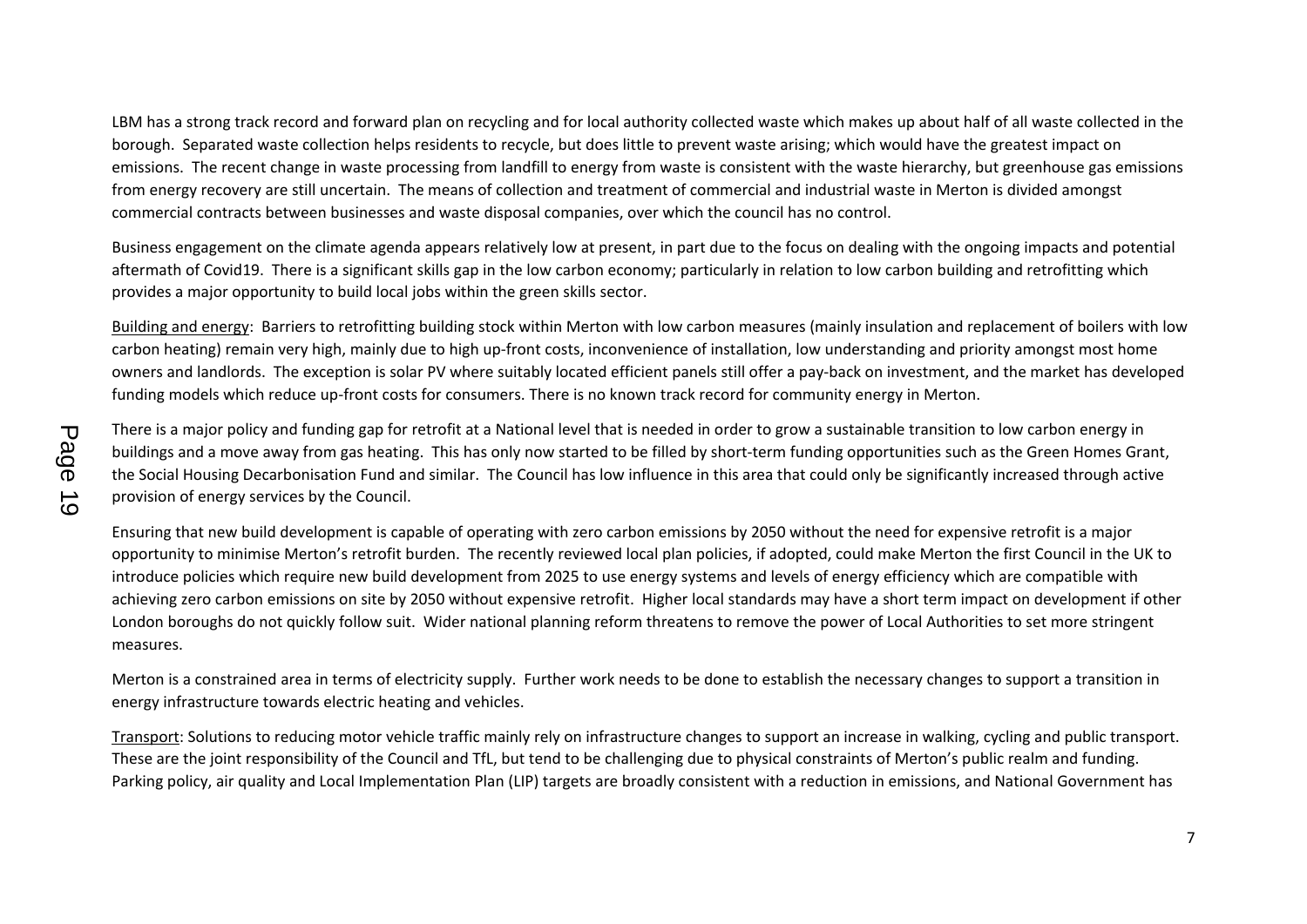LBM has a strong track record and forward plan on recycling and for local authority collected waste which makes up about half of all waste collected in the borough. Separated waste collection helps residents to recycle, but does little to prevent waste arising; which would have the greatest impact on emissions. The recent change in waste processing from landfill to energy from waste is consistent with the waste hierarchy, but greenhouse gas emissions from energy recovery are still uncertain. The means of collection and treatment of commercial and industrial waste in Merton is divided amongst commercial contracts between businesses and waste disposal companies, over which the council has no control.

Business engagement on the climate agenda appears relatively low at present, in part due to the focus on dealing with the ongoing impacts and potential aftermath of Covid19. There is a significant skills gap in the low carbon economy; particularly in relation to low carbon building and retrofitting which provides a major opportunity to build local jobs within the green skills sector.

Building and energy: Barriers to retrofitting building stock within Merton with low carbon measures (mainly insulation and replacement of boilers with low carbon heating) remain very high, mainly due to high up-front costs, inconvenience of installation, low understanding and priority amongst most home owners and landlords. The exception is solar PV where suitably located efficient panels still offer a pay-back on investment, and the market has developed funding models which reduce up-front costs for consumers. There is no known track record for community energy in Merton.

There is a major policy and funding gap for retrofit at a National level that is needed in order to grow a sustainable transition to low carbon energy in buildings and a move away from gas heating. This has only now started to be filled by short-term funding opportunities such as the Green Homes Grant, the Social Housing Decarbonisation Fund and similar. The Council has low influence in this area that could only be significantly increased through active provision of energy services by the Council.

Ensuring that new build development is capable of operating with zero carbon emissions by 2050 without the need for expensive retrofit is a major opportunity to minimise Merton's retrofit burden. The recently reviewed local plan policies, if adopted, could make Merton the first Council in the UK to introduce policies which require new build development from 2025 to use energy systems and levels of energy efficiency which are compatible with achieving zero carbon emissions on site by 2050 without expensive retrofit. Higher local standards may have a short term impact on development if other London boroughs do not quickly follow suit. Wider national planning reform threatens to remove the power of Local Authorities to set more stringent measures.

Merton is a constrained area in terms of electricity supply. Further work needs to be done to establish the necessary changes to support a transition in energy infrastructure towards electric heating and vehicles.

Transport: Solutions to reducing motor vehicle traffic mainly rely on infrastructure changes to support an increase in walking, cycling and public transport. These are the joint responsibility of the Council and TfL, but tend to be challenging due to physical constraints of Merton's public realm and funding. Parking policy, air quality and Local Implementation Plan (LIP) targets are broadly consistent with a reduction in emissions, and National Government has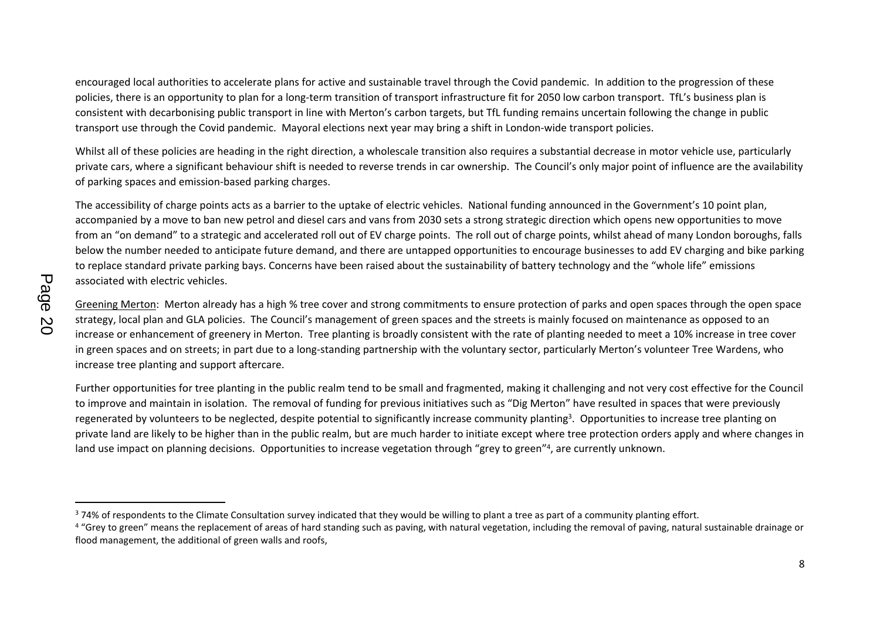encouraged local authorities to accelerate plans for active and sustainable travel through the Covid pandemic. In addition to the progression of these policies, there is an opportunity to plan for a long-term transition of transport infrastructure fit for 2050 low carbon transport. TfL's business plan is consistent with decarbonising public transport in line with Merton's carbon targets, but TfL funding remains uncertain following the change in public transport use through the Covid pandemic. Mayoral elections next year may bring a shift in London-wide transport policies.

Whilst all of these policies are heading in the right direction, a wholescale transition also requires a substantial decrease in motor vehicle use, particularly private cars, where a significant behaviour shift is needed to reverse trends in car ownership. The Council's only major point of influence are the availability of parking spaces and emission-based parking charges.

The accessibility of charge points acts as a barrier to the uptake of electric vehicles. National funding announced in the Government's 10 point plan, accompanied by a move to ban new petrol and diesel cars and vans from 2030 sets a strong strategic direction which opens new opportunities to move from an "on demand" to a strategic and accelerated roll out of EV charge points. The roll out of charge points, whilst ahead of many London boroughs, falls below the number needed to anticipate future demand, and there are untapped opportunities to encourage businesses to add EV charging and bike parking to replace standard private parking bays. Concerns have been raised about the sustainability of battery technology and the "whole life" emissions associated with electric vehicles.

Greening Merton: Merton already has a high % tree cover and strong commitments to ensure protection of parks and open spaces through the open space strategy, local plan and GLA policies. The Council's management of green spaces and the streets is mainly focused on maintenance as opposed to an increase or enhancement of greenery in Merton. Tree planting is broadly consistent with the rate of planting needed to meet a 10% increase in tree cover in green spaces and on streets; in part due to a long-standing partnership with the voluntary sector, particularly Merton's volunteer Tree Wardens, who increase tree planting and support aftercare.

Further opportunities for tree planting in the public realm tend to be small and fragmented, making it challenging and not very cost effective for the Council to improve and maintain in isolation. The removal of funding for previous initiatives such as "Dig Merton" have resulted in spaces that were previously regenerated by volunteers to be neglected, despite potential to significantly increase community planting[3]. Opportunities to increase tree planting on private land are likely to be higher than in the public realm, but are much harder to initiate except where tree protection orders apply and where changes in land use impact on planning decisions. Opportunities to increase vegetation through "grey to green"[4], are currently unknown.

---

[3] 74% of respondents to the Climate Consultation survey indicated that they would be willing to plant a tree as part of a community planting effort.

[4] "Grey to green" means the replacement of areas of hard standing such as paving, with natural vegetation, including the removal of paving, natural sustainable drainage or flood management, the additional of green walls and roofs,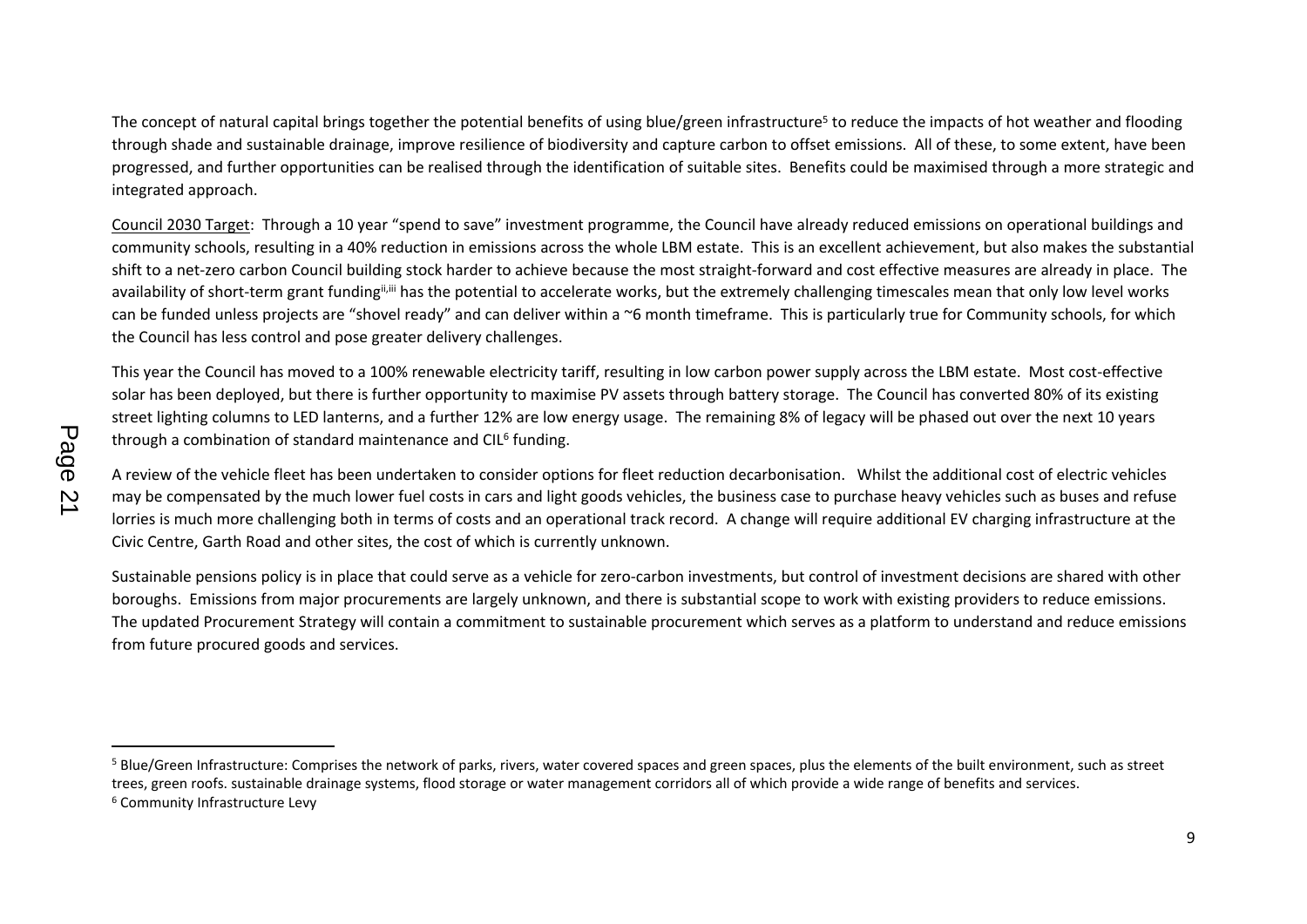The concept of natural capital brings together the potential benefits of using blue/green infrastructure[5] to reduce the impacts of hot weather and flooding through shade and sustainable drainage, improve resilience of biodiversity and capture carbon to offset emissions. All of these, to some extent, have been progressed, and further opportunities can be realised through the identification of suitable sites. Benefits could be maximised through a more strategic and integrated approach.

Council 2030 Target: Through a 10 year "spend to save" investment programme, the Council have already reduced emissions on operational buildings and community schools, resulting in a 40% reduction in emissions across the whole LBM estate. This is an excellent achievement, but also makes the substantial shift to a net-zero carbon Council building stock harder to achieve because the most straight-forward and cost effective measures are already in place. The availability of short-term grant funding[ii,iii] has the potential to accelerate works, but the extremely challenging timescales mean that only low level works can be funded unless projects are "shovel ready" and can deliver within a ~6 month timeframe. This is particularly true for Community schools, for which the Council has less control and pose greater delivery challenges.

This year the Council has moved to a 100% renewable electricity tariff, resulting in low carbon power supply across the LBM estate. Most cost-effective solar has been deployed, but there is further opportunity to maximise PV assets through battery storage. The Council has converted 80% of its existing street lighting columns to LED lanterns, and a further 12% are low energy usage. The remaining 8% of legacy will be phased out over the next 10 years through a combination of standard maintenance and CIL[6] funding.

A review of the vehicle fleet has been undertaken to consider options for fleet reduction decarbonisation. Whilst the additional cost of electric vehicles may be compensated by the much lower fuel costs in cars and light goods vehicles, the business case to purchase heavy vehicles such as buses and refuse lorries is much more challenging both in terms of costs and an operational track record. A change will require additional EV charging infrastructure at the Civic Centre, Garth Road and other sites, the cost of which is currently unknown.

Sustainable pensions policy is in place that could serve as a vehicle for zero-carbon investments, but control of investment decisions are shared with other boroughs. Emissions from major procurements are largely unknown, and there is substantial scope to work with existing providers to reduce emissions. The updated Procurement Strategy will contain a commitment to sustainable procurement which serves as a platform to understand and reduce emissions from future procured goods and services.

---

[5] Blue/Green Infrastructure: Comprises the network of parks, rivers, water covered spaces and green spaces, plus the elements of the built environment, such as street trees, green roofs. sustainable drainage systems, flood storage or water management corridors all of which provide a wide range of benefits and services.

[6] Community Infrastructure Levy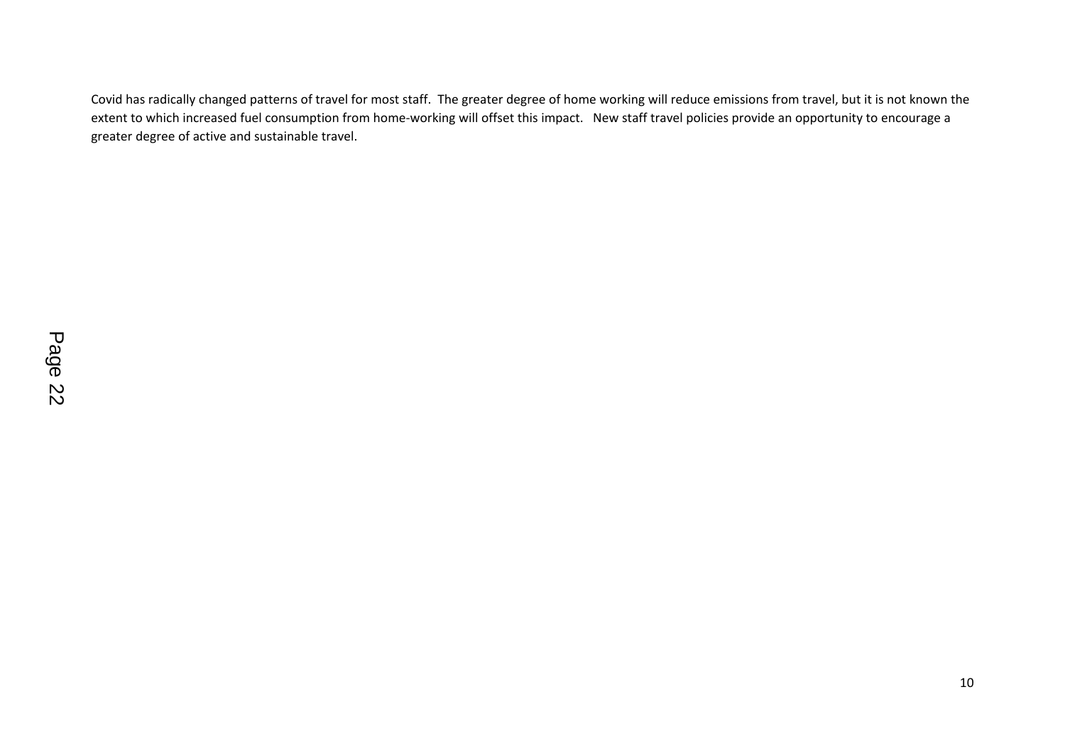Covid has radically changed patterns of travel for most staff. The greater degree of home working will reduce emissions from travel, but it is not known the extent to which increased fuel consumption from home-working will offset this impact. New staff travel policies provide an opportunity to encourage a greater degree of active and sustainable travel.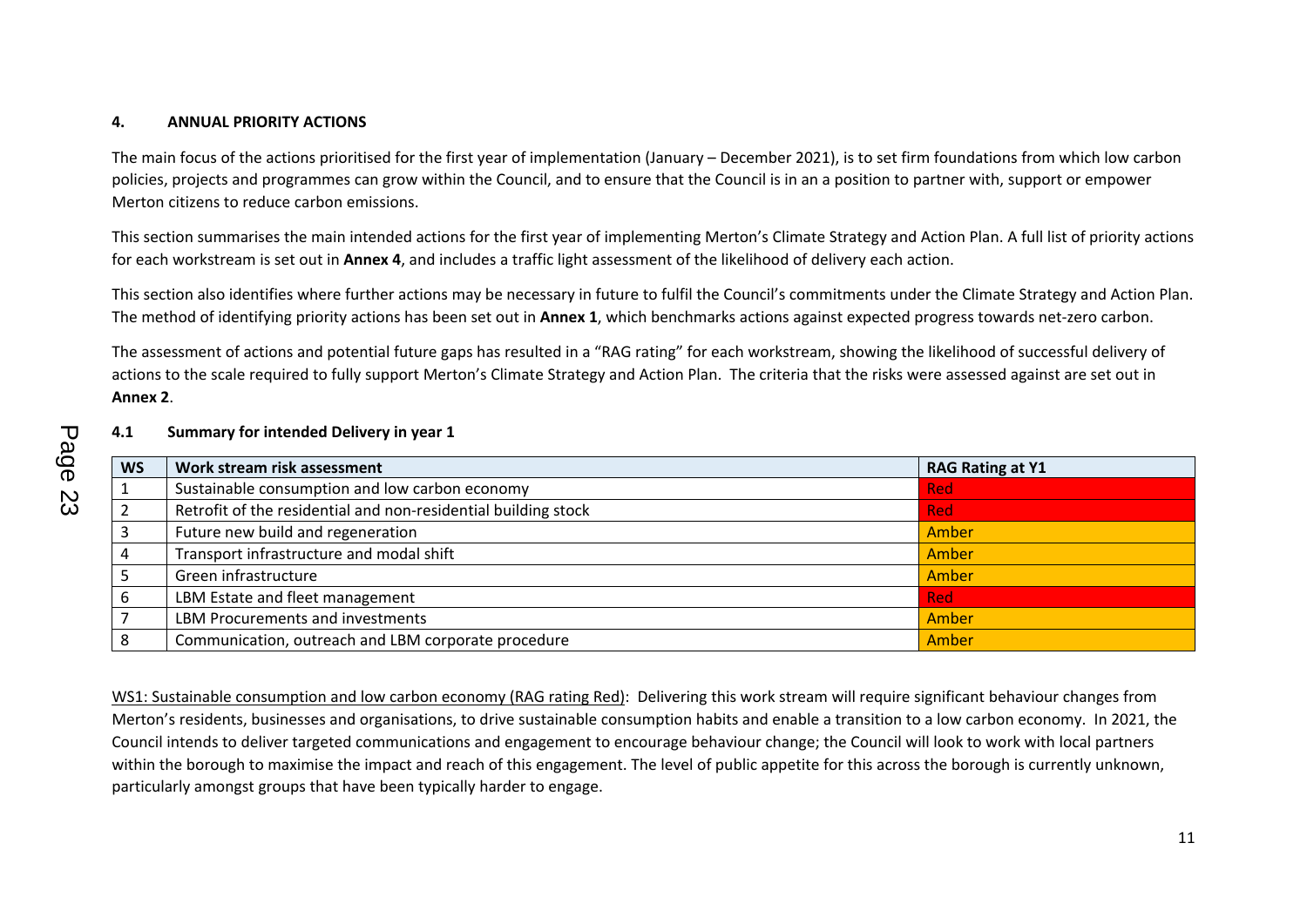## 4. ANNUAL PRIORITY ACTIONS

The main focus of the actions prioritised for the first year of implementation (January – December 2021), is to set firm foundations from which low carbon policies, projects and programmes can grow within the Council, and to ensure that the Council is in an a position to partner with, support or empower Merton citizens to reduce carbon emissions.

This section summarises the main intended actions for the first year of implementing Merton's Climate Strategy and Action Plan. A full list of priority actions for each workstream is set out in **Annex 4**, and includes a traffic light assessment of the likelihood of delivery each action.

This section also identifies where further actions may be necessary in future to fulfil the Council's commitments under the Climate Strategy and Action Plan. The method of identifying priority actions has been set out in **Annex 1**, which benchmarks actions against expected progress towards net-zero carbon.

The assessment of actions and potential future gaps has resulted in a "RAG rating" for each workstream, showing the likelihood of successful delivery of actions to the scale required to fully support Merton's Climate Strategy and Action Plan. The criteria that the risks were assessed against are set out in **Annex 2**.

### 4.1 Summary for intended Delivery in year 1

| WS | Work stream risk assessment | RAG Rating at Y1 |
|---|---|---|
| 1 | Sustainable consumption and low carbon economy | Red |
| 2 | Retrofit of the residential and non-residential building stock | Red |
| 3 | Future new build and regeneration | Amber |
| 4 | Transport infrastructure and modal shift | Amber |
| 5 | Green infrastructure | Amber |
| 6 | LBM Estate and fleet management | Red |
| 7 | LBM Procurements and investments | Amber |
| 8 | Communication, outreach and LBM corporate procedure | Amber |

WS1: Sustainable consumption and low carbon economy (RAG rating Red): Delivering this work stream will require significant behaviour changes from Merton's residents, businesses and organisations, to drive sustainable consumption habits and enable a transition to a low carbon economy. In 2021, the Council intends to deliver targeted communications and engagement to encourage behaviour change; the Council will look to work with local partners within the borough to maximise the impact and reach of this engagement. The level of public appetite for this across the borough is currently unknown, particularly amongst groups that have been typically harder to engage.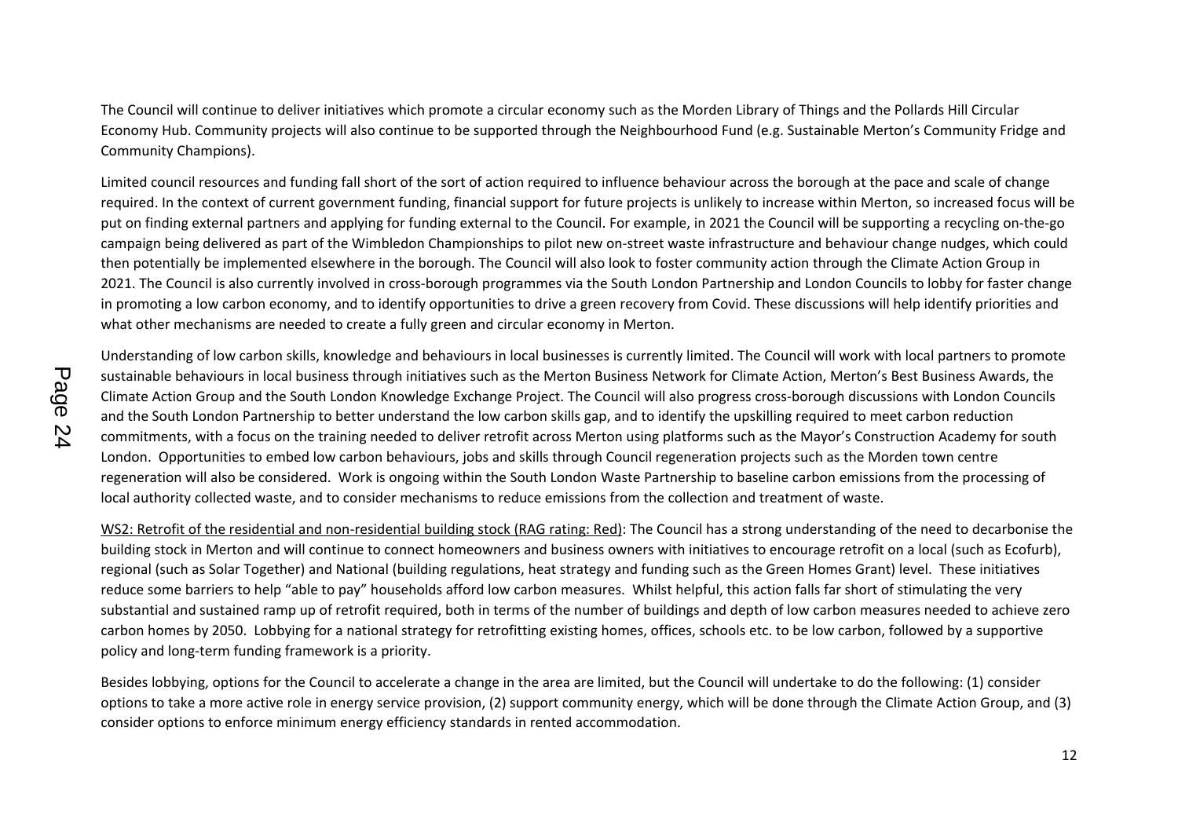The Council will continue to deliver initiatives which promote a circular economy such as the Morden Library of Things and the Pollards Hill Circular Economy Hub. Community projects will also continue to be supported through the Neighbourhood Fund (e.g. Sustainable Merton's Community Fridge and Community Champions).

Limited council resources and funding fall short of the sort of action required to influence behaviour across the borough at the pace and scale of change required. In the context of current government funding, financial support for future projects is unlikely to increase within Merton, so increased focus will be put on finding external partners and applying for funding external to the Council. For example, in 2021 the Council will be supporting a recycling on-the-go campaign being delivered as part of the Wimbledon Championships to pilot new on-street waste infrastructure and behaviour change nudges, which could then potentially be implemented elsewhere in the borough. The Council will also look to foster community action through the Climate Action Group in 2021. The Council is also currently involved in cross-borough programmes via the South London Partnership and London Councils to lobby for faster change in promoting a low carbon economy, and to identify opportunities to drive a green recovery from Covid. These discussions will help identify priorities and what other mechanisms are needed to create a fully green and circular economy in Merton.

Understanding of low carbon skills, knowledge and behaviours in local businesses is currently limited. The Council will work with local partners to promote sustainable behaviours in local business through initiatives such as the Merton Business Network for Climate Action, Merton's Best Business Awards, the Climate Action Group and the South London Knowledge Exchange Project. The Council will also progress cross-borough discussions with London Councils and the South London Partnership to better understand the low carbon skills gap, and to identify the upskilling required to meet carbon reduction commitments, with a focus on the training needed to deliver retrofit across Merton using platforms such as the Mayor's Construction Academy for south London. Opportunities to embed low carbon behaviours, jobs and skills through Council regeneration projects such as the Morden town centre regeneration will also be considered. Work is ongoing within the South London Waste Partnership to baseline carbon emissions from the processing of local authority collected waste, and to consider mechanisms to reduce emissions from the collection and treatment of waste.

WS2: Retrofit of the residential and non-residential building stock (RAG rating: Red): The Council has a strong understanding of the need to decarbonise the building stock in Merton and will continue to connect homeowners and business owners with initiatives to encourage retrofit on a local (such as Ecofurb), regional (such as Solar Together) and National (building regulations, heat strategy and funding such as the Green Homes Grant) level. These initiatives reduce some barriers to help "able to pay" households afford low carbon measures. Whilst helpful, this action falls far short of stimulating the very substantial and sustained ramp up of retrofit required, both in terms of the number of buildings and depth of low carbon measures needed to achieve zero carbon homes by 2050. Lobbying for a national strategy for retrofitting existing homes, offices, schools etc. to be low carbon, followed by a supportive policy and long-term funding framework is a priority.

Besides lobbying, options for the Council to accelerate a change in the area are limited, but the Council will undertake to do the following: (1) consider options to take a more active role in energy service provision, (2) support community energy, which will be done through the Climate Action Group, and (3) consider options to enforce minimum energy efficiency standards in rented accommodation.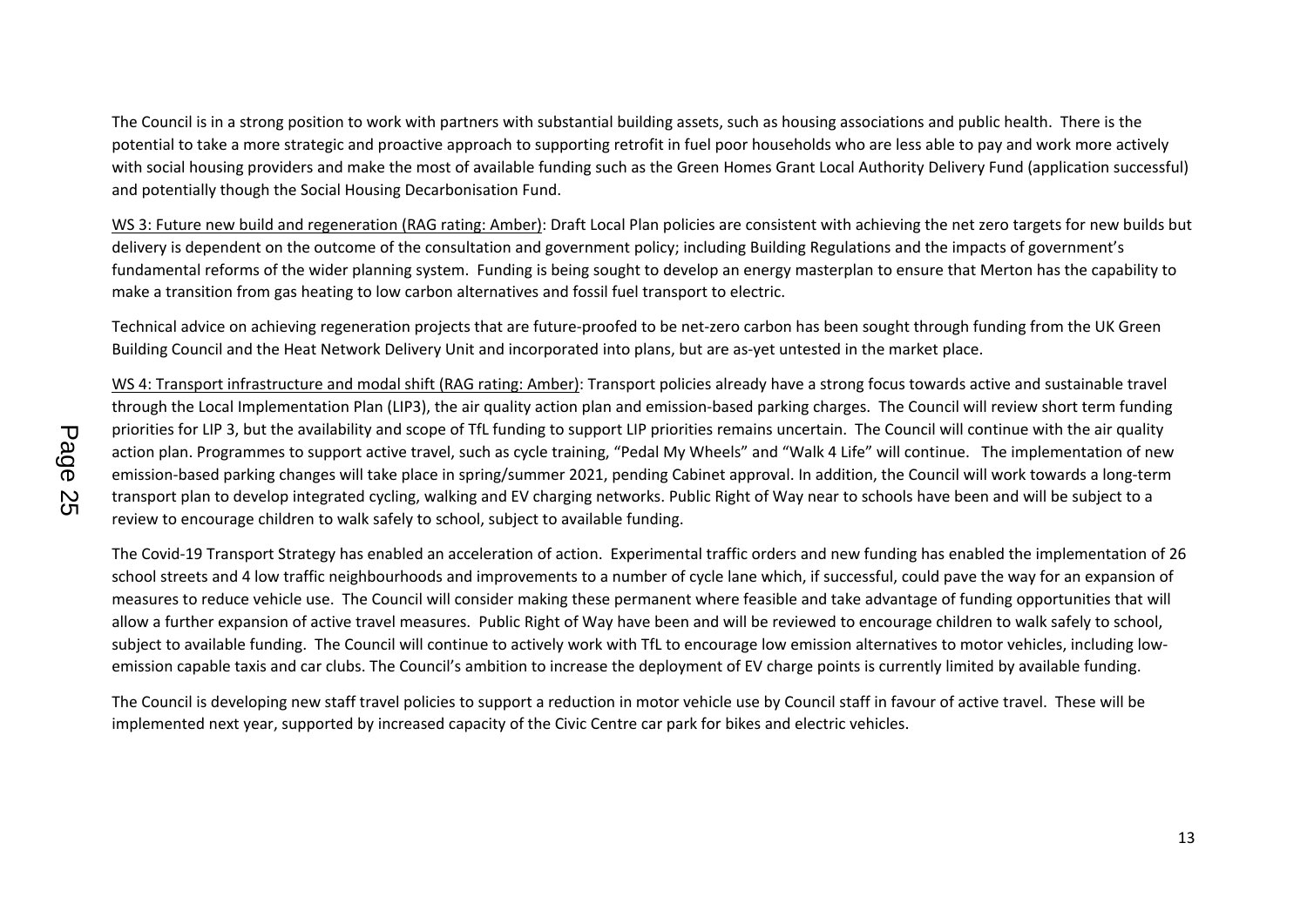The Council is in a strong position to work with partners with substantial building assets, such as housing associations and public health. There is the potential to take a more strategic and proactive approach to supporting retrofit in fuel poor households who are less able to pay and work more actively with social housing providers and make the most of available funding such as the Green Homes Grant Local Authority Delivery Fund (application successful) and potentially though the Social Housing Decarbonisation Fund.

<u>WS 3: Future new build and regeneration (RAG rating: Amber)</u>: Draft Local Plan policies are consistent with achieving the net zero targets for new builds but delivery is dependent on the outcome of the consultation and government policy; including Building Regulations and the impacts of government's fundamental reforms of the wider planning system. Funding is being sought to develop an energy masterplan to ensure that Merton has the capability to make a transition from gas heating to low carbon alternatives and fossil fuel transport to electric.

Technical advice on achieving regeneration projects that are future-proofed to be net-zero carbon has been sought through funding from the UK Green Building Council and the Heat Network Delivery Unit and incorporated into plans, but are as-yet untested in the market place.

<u>WS 4: Transport infrastructure and modal shift (RAG rating: Amber)</u>: Transport policies already have a strong focus towards active and sustainable travel through the Local Implementation Plan (LIP3), the air quality action plan and emission-based parking charges. The Council will review short term funding priorities for LIP 3, but the availability and scope of TfL funding to support LIP priorities remains uncertain. The Council will continue with the air quality action plan. Programmes to support active travel, such as cycle training, "Pedal My Wheels" and "Walk 4 Life" will continue. The implementation of new emission-based parking changes will take place in spring/summer 2021, pending Cabinet approval. In addition, the Council will work towards a long-term transport plan to develop integrated cycling, walking and EV charging networks. Public Right of Way near to schools have been and will be subject to a review to encourage children to walk safely to school, subject to available funding.

The Covid-19 Transport Strategy has enabled an acceleration of action. Experimental traffic orders and new funding has enabled the implementation of 26 school streets and 4 low traffic neighbourhoods and improvements to a number of cycle lane which, if successful, could pave the way for an expansion of measures to reduce vehicle use. The Council will consider making these permanent where feasible and take advantage of funding opportunities that will allow a further expansion of active travel measures. Public Right of Way have been and will be reviewed to encourage children to walk safely to school, subject to available funding. The Council will continue to actively work with TfL to encourage low emission alternatives to motor vehicles, including low-emission capable taxis and car clubs. The Council's ambition to increase the deployment of EV charge points is currently limited by available funding.

The Council is developing new staff travel policies to support a reduction in motor vehicle use by Council staff in favour of active travel. These will be implemented next year, supported by increased capacity of the Civic Centre car park for bikes and electric vehicles.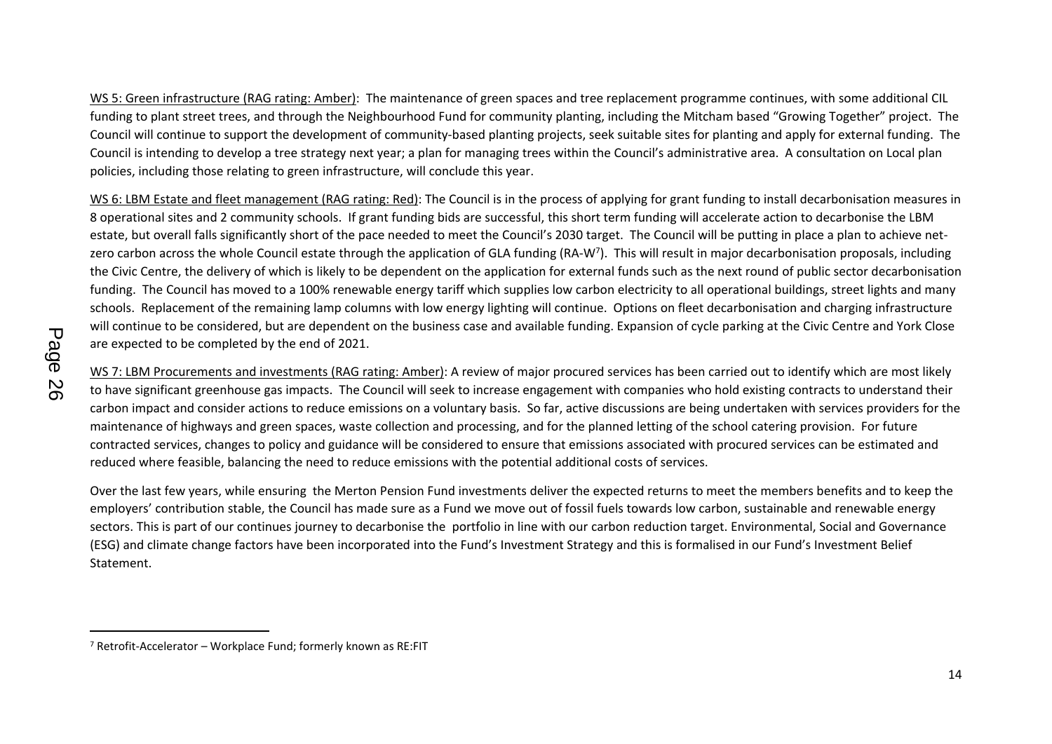WS 5: Green infrastructure (RAG rating: Amber): The maintenance of green spaces and tree replacement programme continues, with some additional CIL funding to plant street trees, and through the Neighbourhood Fund for community planting, including the Mitcham based "Growing Together" project. The Council will continue to support the development of community-based planting projects, seek suitable sites for planting and apply for external funding. The Council is intending to develop a tree strategy next year; a plan for managing trees within the Council's administrative area. A consultation on Local plan policies, including those relating to green infrastructure, will conclude this year.

WS 6: LBM Estate and fleet management (RAG rating: Red): The Council is in the process of applying for grant funding to install decarbonisation measures in 8 operational sites and 2 community schools. If grant funding bids are successful, this short term funding will accelerate action to decarbonise the LBM estate, but overall falls significantly short of the pace needed to meet the Council's 2030 target. The Council will be putting in place a plan to achieve net-zero carbon across the whole Council estate through the application of GLA funding (RA-W[7]). This will result in major decarbonisation proposals, including the Civic Centre, the delivery of which is likely to be dependent on the application for external funds such as the next round of public sector decarbonisation funding. The Council has moved to a 100% renewable energy tariff which supplies low carbon electricity to all operational buildings, street lights and many schools. Replacement of the remaining lamp columns with low energy lighting will continue. Options on fleet decarbonisation and charging infrastructure will continue to be considered, but are dependent on the business case and available funding. Expansion of cycle parking at the Civic Centre and York Close are expected to be completed by the end of 2021.

WS 7: LBM Procurements and investments (RAG rating: Amber): A review of major procured services has been carried out to identify which are most likely to have significant greenhouse gas impacts. The Council will seek to increase engagement with companies who hold existing contracts to understand their carbon impact and consider actions to reduce emissions on a voluntary basis. So far, active discussions are being undertaken with services providers for the maintenance of highways and green spaces, waste collection and processing, and for the planned letting of the school catering provision. For future contracted services, changes to policy and guidance will be considered to ensure that emissions associated with procured services can be estimated and reduced where feasible, balancing the need to reduce emissions with the potential additional costs of services.

Over the last few years, while ensuring the Merton Pension Fund investments deliver the expected returns to meet the members benefits and to keep the employers' contribution stable, the Council has made sure as a Fund we move out of fossil fuels towards low carbon, sustainable and renewable energy sectors. This is part of our continues journey to decarbonise the portfolio in line with our carbon reduction target. Environmental, Social and Governance (ESG) and climate change factors have been incorporated into the Fund's Investment Strategy and this is formalised in our Fund's Investment Belief Statement.

---

[7] Retrofit-Accelerator – Workplace Fund; formerly known as RE:FIT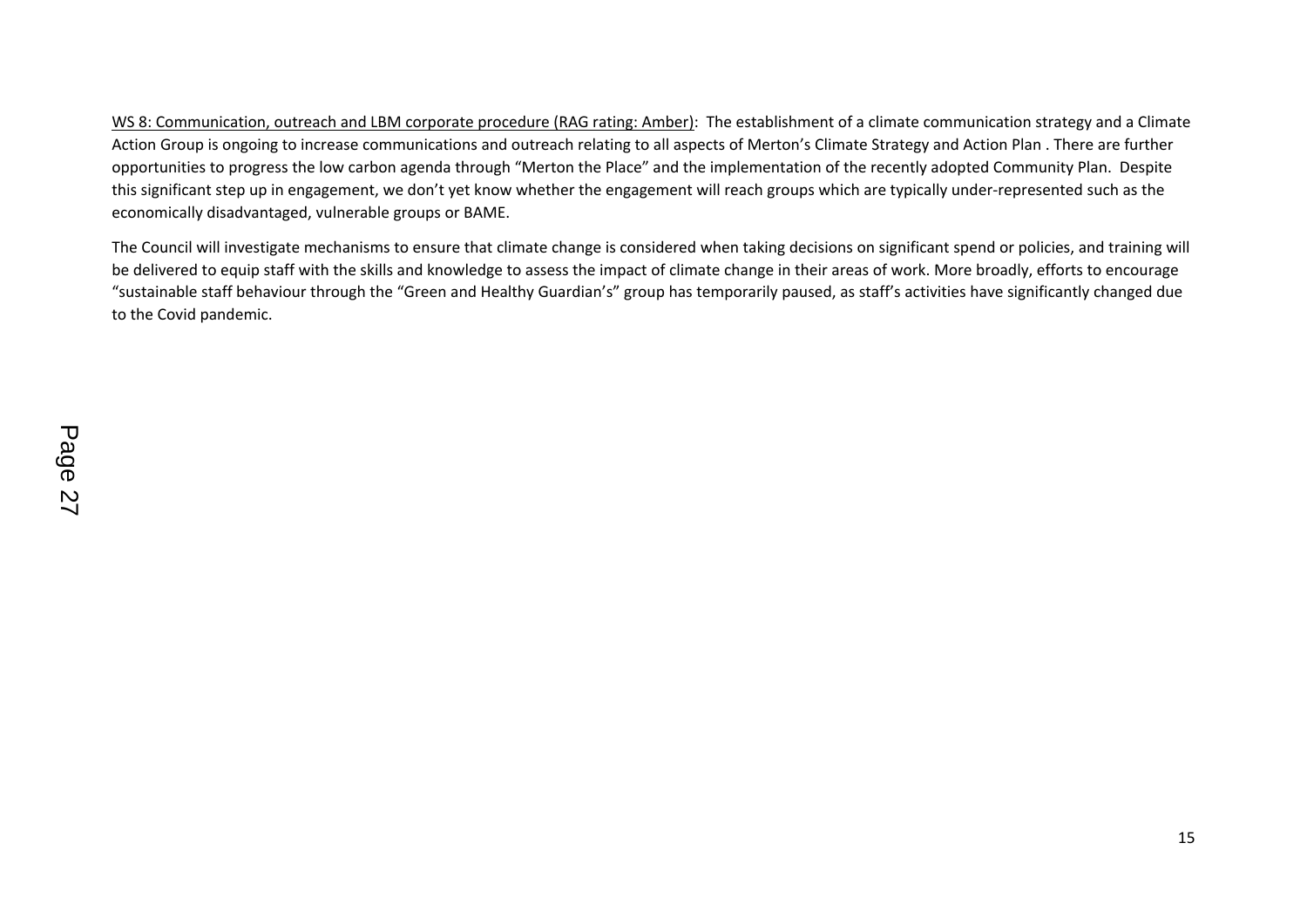<u>WS 8: Communication, outreach and LBM corporate procedure (RAG rating: Amber)</u>: The establishment of a climate communication strategy and a Climate Action Group is ongoing to increase communications and outreach relating to all aspects of Merton's Climate Strategy and Action Plan . There are further opportunities to progress the low carbon agenda through "Merton the Place" and the implementation of the recently adopted Community Plan. Despite this significant step up in engagement, we don't yet know whether the engagement will reach groups which are typically under-represented such as the economically disadvantaged, vulnerable groups or BAME.

The Council will investigate mechanisms to ensure that climate change is considered when taking decisions on significant spend or policies, and training will be delivered to equip staff with the skills and knowledge to assess the impact of climate change in their areas of work. More broadly, efforts to encourage "sustainable staff behaviour through the "Green and Healthy Guardian's" group has temporarily paused, as staff's activities have significantly changed due to the Covid pandemic.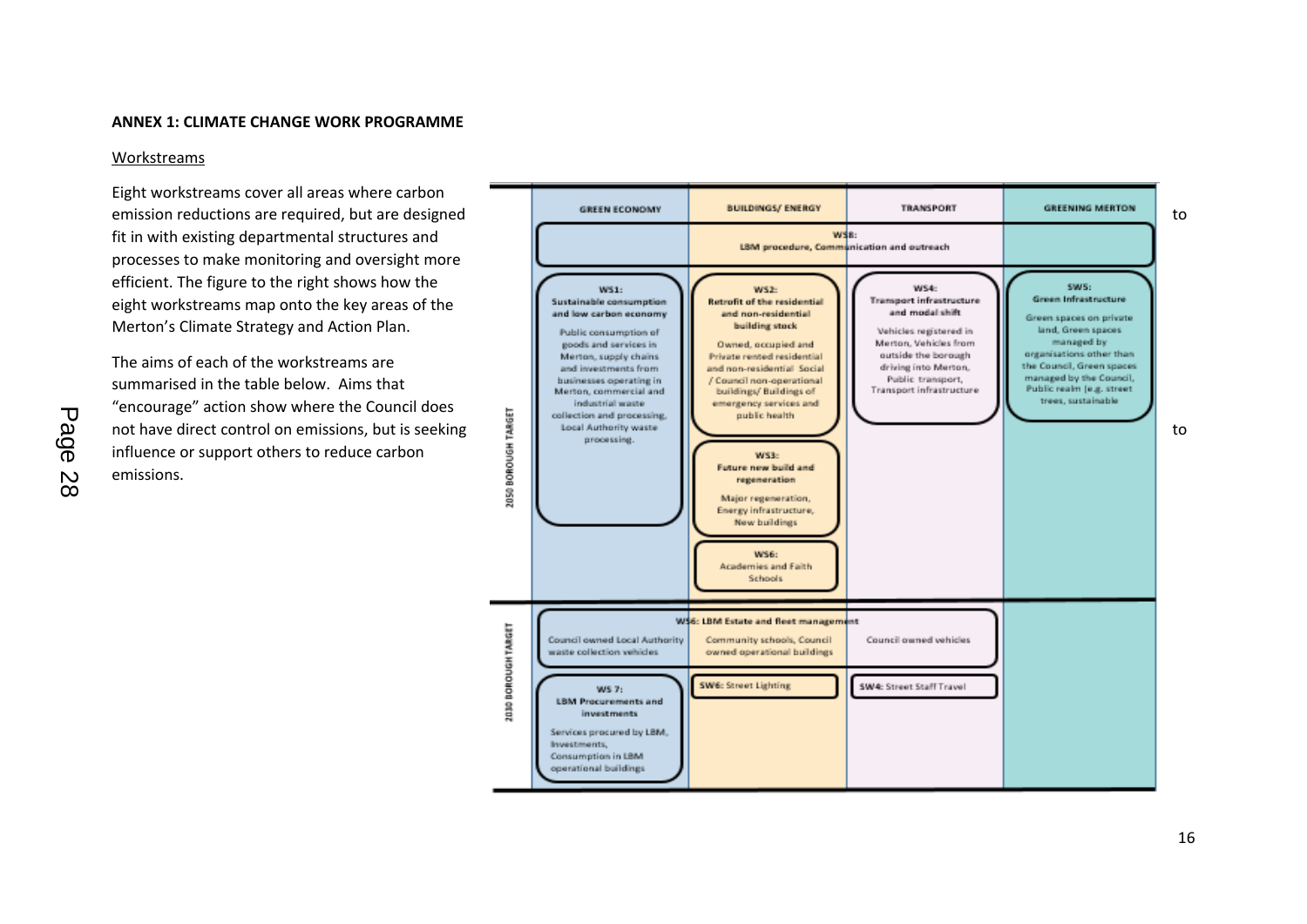**ANNEX 1: CLIMATE CHANGE WORK PROGRAMME**

Workstreams

Eight workstreams cover all areas where carbon emission reductions are required, but are designed to fit in with existing departmental structures and processes to make monitoring and oversight more efficient. The figure to the right shows how the eight workstreams map onto the key areas of the Merton's Climate Strategy and Action Plan.

The aims of each of the workstreams are summarised in the table below. Aims that "encourage" action show where the Council does not have direct control on emissions, but is seeking to influence or support others to reduce carbon emissions.

| | GREEN ECONOMY | BUILDINGS/ ENERGY | TRANSPORT | GREENING MERTON |
|---|---|---|---|---|
| 2050 BOROUGH TARGET | WS8: LBM procedure, Communication and outreach | | | |
| | **WS1: Sustainable consumption and low carbon economy** Public consumption of goods and services in Merton, supply chains and investments from businesses operating in Merton, commercial and industrial waste collection and processing, Local Authority waste processing. | **WS2: Retrofit of the residential and non-residential building stock** Owned, occupied and Private rented residential and non-residential Social / Council non-operational buildings/ Buildings of emergency services and public health | **WS4: Transport infrastructure and modal shift** Vehicles registered in Merton, Vehicles from outside the borough driving into Merton, Public transport, Transport infrastructure | **WS5: Green Infrastructure** Green spaces on private land, Green spaces managed by organisations other than the Council, Green spaces managed by the Council, Public realm (e.g. street trees, sustainable |
| | | **WS3: Future new build and regeneration** Major regeneration, Energy infrastructure, New buildings | | |
| | | **WS6: Academies and Faith Schools** | | |
| 2030 BOROUGH TARGET | WS6: LBM Estate and fleet management | | | |
| | Council owned Local Authority waste collection vehicles | Community schools, Council owned operational buildings | Council owned vehicles | |
| | **WS 7: LBM Procurements and investments** Services procured by LBM, Investments, Consumption in LBM operational buildings | SW6: Street Lighting | SW4: Street Staff Travel | |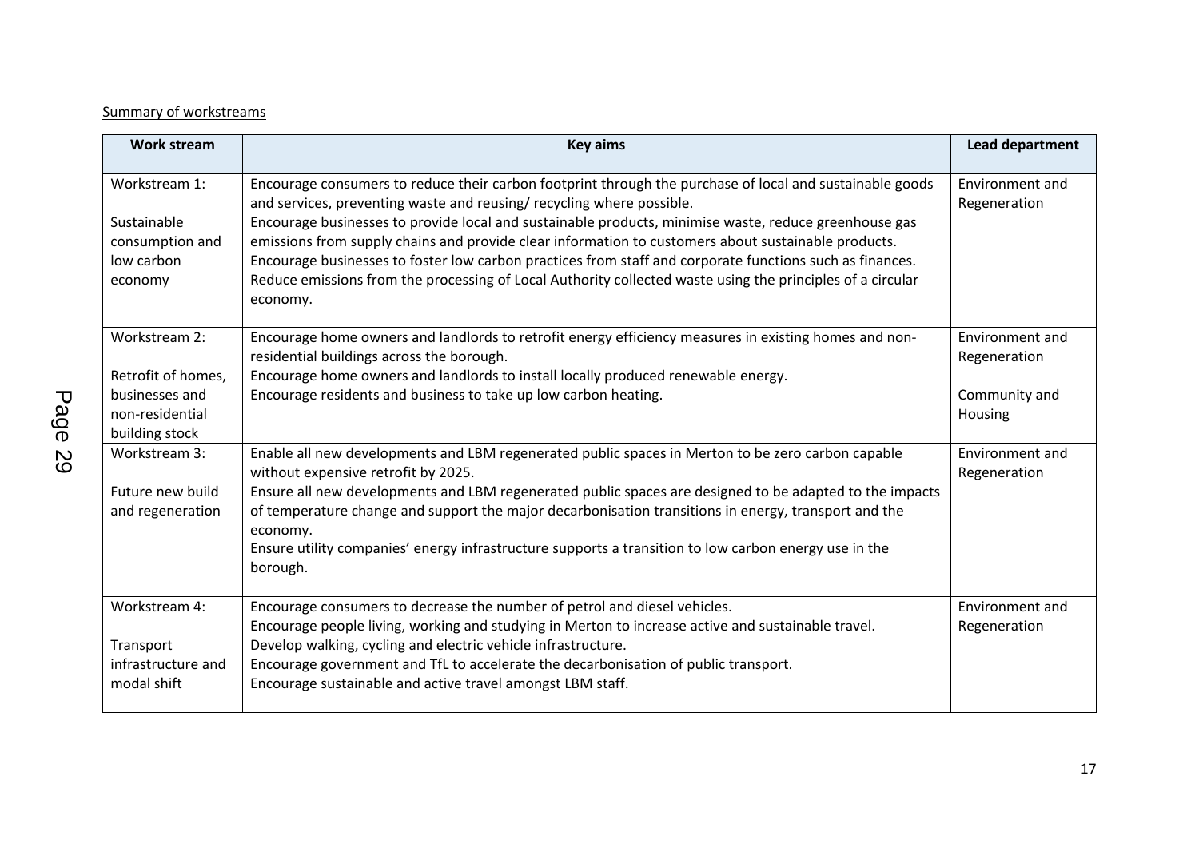Summary of workstreams

| Work stream | Key aims | Lead department |
|---|---|---|
| Workstream 1: Sustainable consumption and low carbon economy | Encourage consumers to reduce their carbon footprint through the purchase of local and sustainable goods and services, preventing waste and reusing/ recycling where possible.<br>Encourage businesses to provide local and sustainable products, minimise waste, reduce greenhouse gas emissions from supply chains and provide clear information to customers about sustainable products.<br>Encourage businesses to foster low carbon practices from staff and corporate functions such as finances.<br>Reduce emissions from the processing of Local Authority collected waste using the principles of a circular economy. | Environment and Regeneration |
| Workstream 2: Retrofit of homes, businesses and non-residential building stock | Encourage home owners and landlords to retrofit energy efficiency measures in existing homes and non-residential buildings across the borough.<br>Encourage home owners and landlords to install locally produced renewable energy.<br>Encourage residents and business to take up low carbon heating. | Environment and Regeneration<br>Community and Housing |
| Workstream 3: Future new build and regeneration | Enable all new developments and LBM regenerated public spaces in Merton to be zero carbon capable without expensive retrofit by 2025.<br>Ensure all new developments and LBM regenerated public spaces are designed to be adapted to the impacts of temperature change and support the major decarbonisation transitions in energy, transport and the economy.<br>Ensure utility companies' energy infrastructure supports a transition to low carbon energy use in the borough. | Environment and Regeneration |
| Workstream 4: Transport infrastructure and modal shift | Encourage consumers to decrease the number of petrol and diesel vehicles.<br>Encourage people living, working and studying in Merton to increase active and sustainable travel.<br>Develop walking, cycling and electric vehicle infrastructure.<br>Encourage government and TfL to accelerate the decarbonisation of public transport.<br>Encourage sustainable and active travel amongst LBM staff. | Environment and Regeneration |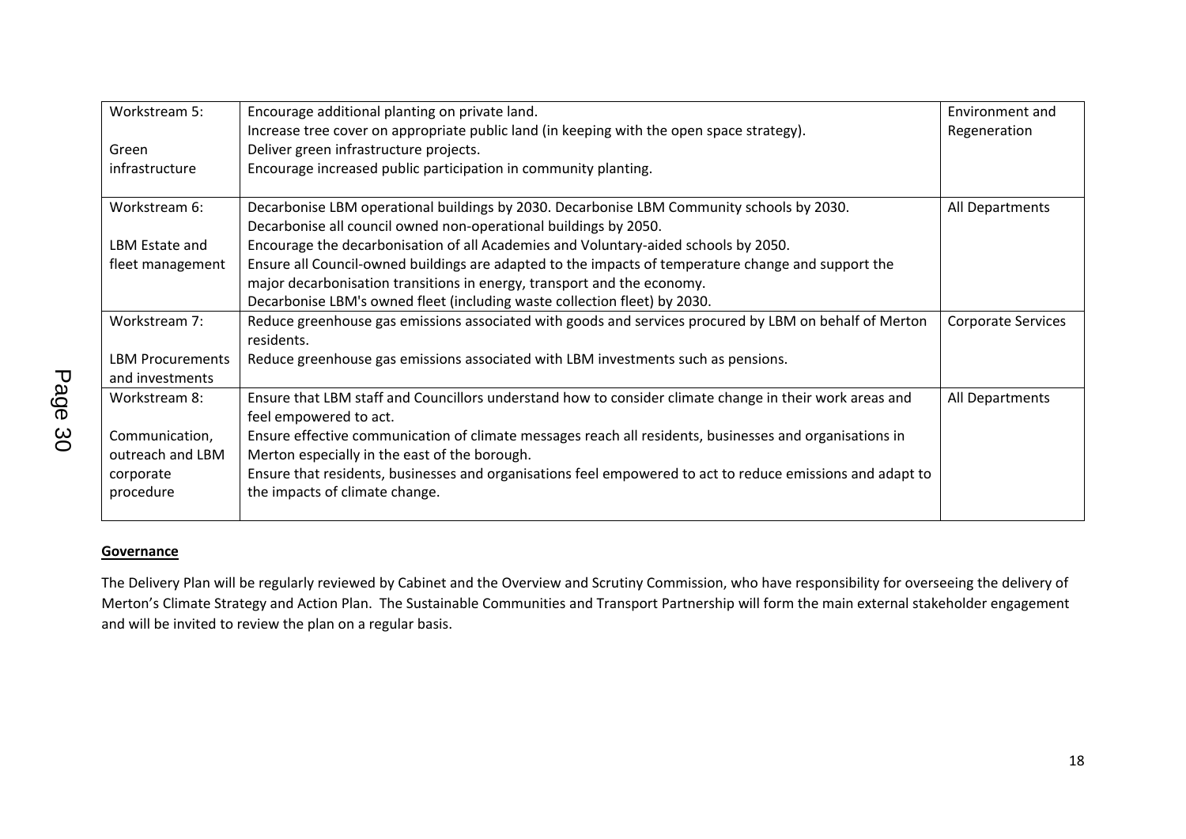| Workstream 5: Green infrastructure | Encourage additional planting on private land. Increase tree cover on appropriate public land (in keeping with the open space strategy). Deliver green infrastructure projects. Encourage increased public participation in community planting. | Environment and Regeneration |
|---|---|---|
| Workstream 6: LBM Estate and fleet management | Decarbonise LBM operational buildings by 2030. Decarbonise LBM Community schools by 2030. Decarbonise all council owned non-operational buildings by 2050. Encourage the decarbonisation of all Academies and Voluntary-aided schools by 2050. Ensure all Council-owned buildings are adapted to the impacts of temperature change and support the major decarbonisation transitions in energy, transport and the economy. Decarbonise LBM's owned fleet (including waste collection fleet) by 2030. | All Departments |
| Workstream 7: LBM Procurements and investments | Reduce greenhouse gas emissions associated with goods and services procured by LBM on behalf of Merton residents. Reduce greenhouse gas emissions associated with LBM investments such as pensions. | Corporate Services |
| Workstream 8: Communication, outreach and LBM corporate procedure | Ensure that LBM staff and Councillors understand how to consider climate change in their work areas and feel empowered to act. Ensure effective communication of climate messages reach all residents, businesses and organisations in Merton especially in the east of the borough. Ensure that residents, businesses and organisations feel empowered to act to reduce emissions and adapt to the impacts of climate change. | All Departments |

**Governance**

The Delivery Plan will be regularly reviewed by Cabinet and the Overview and Scrutiny Commission, who have responsibility for overseeing the delivery of Merton's Climate Strategy and Action Plan. The Sustainable Communities and Transport Partnership will form the main external stakeholder engagement and will be invited to review the plan on a regular basis.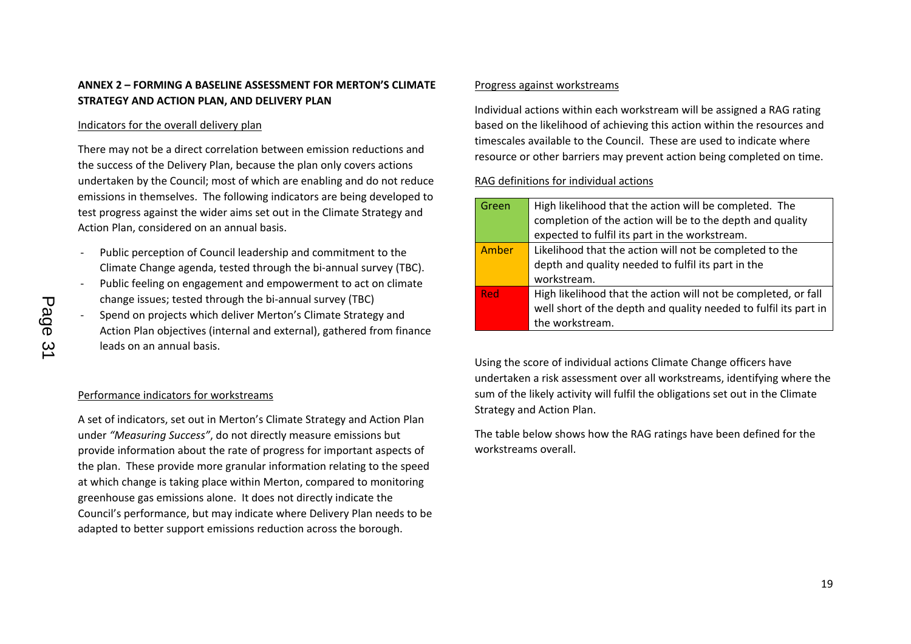**ANNEX 2 – FORMING A BASELINE ASSESSMENT FOR MERTON'S CLIMATE STRATEGY AND ACTION PLAN, AND DELIVERY PLAN**

Indicators for the overall delivery plan

There may not be a direct correlation between emission reductions and the success of the Delivery Plan, because the plan only covers actions undertaken by the Council; most of which are enabling and do not reduce emissions in themselves. The following indicators are being developed to test progress against the wider aims set out in the Climate Strategy and Action Plan, considered on an annual basis.

- Public perception of Council leadership and commitment to the Climate Change agenda, tested through the bi-annual survey (TBC).
- Public feeling on engagement and empowerment to act on climate change issues; tested through the bi-annual survey (TBC)
- Spend on projects which deliver Merton's Climate Strategy and Action Plan objectives (internal and external), gathered from finance leads on an annual basis.

Performance indicators for workstreams

A set of indicators, set out in Merton's Climate Strategy and Action Plan under *"Measuring Success"*, do not directly measure emissions but provide information about the rate of progress for important aspects of the plan. These provide more granular information relating to the speed at which change is taking place within Merton, compared to monitoring greenhouse gas emissions alone. It does not directly indicate the Council's performance, but may indicate where Delivery Plan needs to be adapted to better support emissions reduction across the borough.

Progress against workstreams

Individual actions within each workstream will be assigned a RAG rating based on the likelihood of achieving this action within the resources and timescales available to the Council. These are used to indicate where resource or other barriers may prevent action being completed on time.

RAG definitions for individual actions

| Rating | Definition |
|---|---|
| Green | High likelihood that the action will be completed. The completion of the action will be to the depth and quality expected to fulfil its part in the workstream. |
| Amber | Likelihood that the action will not be completed to the depth and quality needed to fulfil its part in the workstream. |
| Red | High likelihood that the action will not be completed, or fall well short of the depth and quality needed to fulfil its part in the workstream. |

Using the score of individual actions Climate Change officers have undertaken a risk assessment over all workstreams, identifying where the sum of the likely activity will fulfil the obligations set out in the Climate Strategy and Action Plan.

The table below shows how the RAG ratings have been defined for the workstreams overall.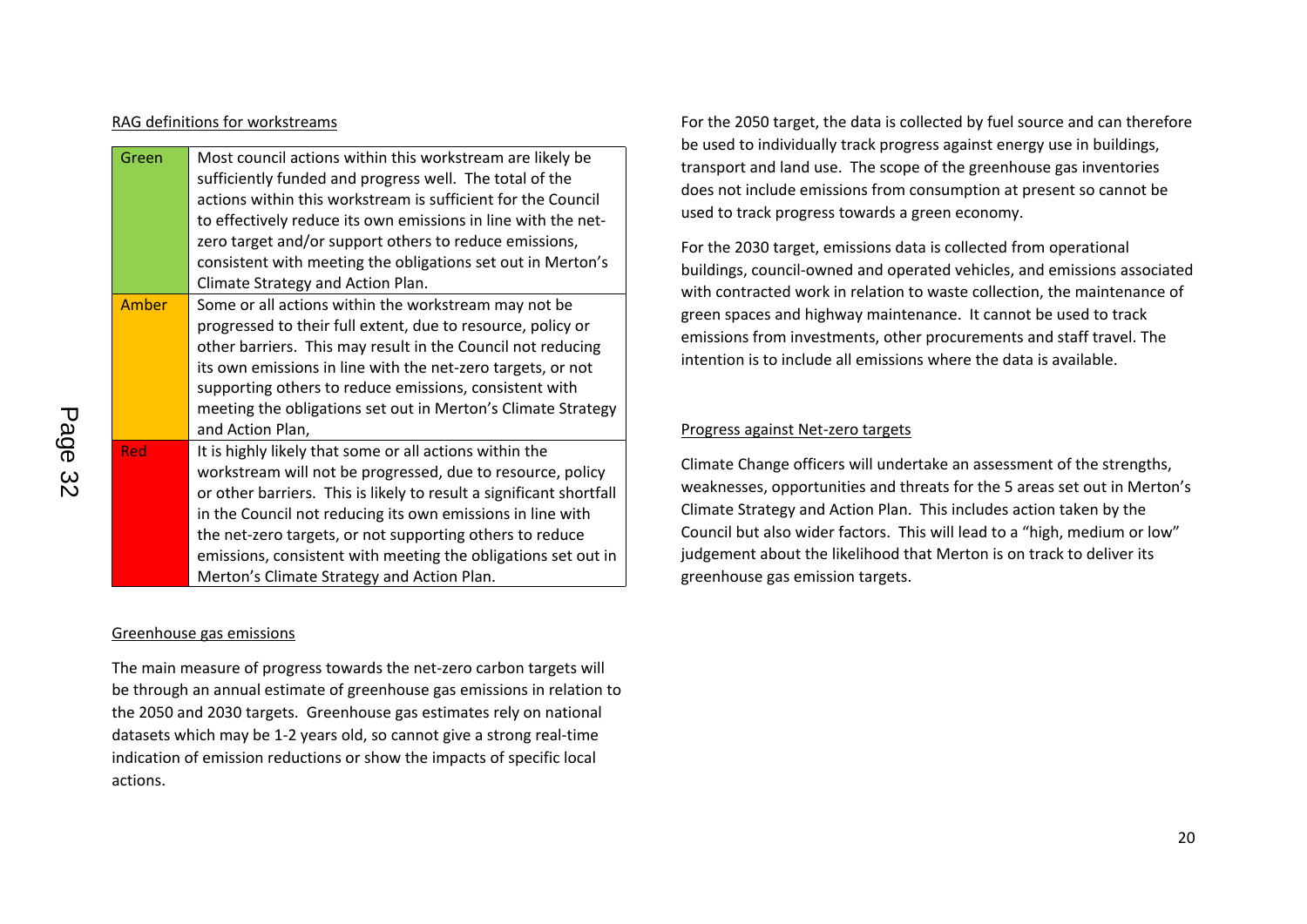RAG definitions for workstreams

| Green | Most council actions within this workstream are likely be sufficiently funded and progress well. The total of the actions within this workstream is sufficient for the Council to effectively reduce its own emissions in line with the net-zero target and/or support others to reduce emissions, consistent with meeting the obligations set out in Merton's Climate Strategy and Action Plan. |
|---|---|
| Amber | Some or all actions within the workstream may not be progressed to their full extent, due to resource, policy or other barriers. This may result in the Council not reducing its own emissions in line with the net-zero targets, or not supporting others to reduce emissions, consistent with meeting the obligations set out in Merton's Climate Strategy and Action Plan, |
| Red | It is highly likely that some or all actions within the workstream will not be progressed, due to resource, policy or other barriers. This is likely to result a significant shortfall in the Council not reducing its own emissions in line with the net-zero targets, or not supporting others to reduce emissions, consistent with meeting the obligations set out in Merton's Climate Strategy and Action Plan. |

Greenhouse gas emissions

The main measure of progress towards the net-zero carbon targets will be through an annual estimate of greenhouse gas emissions in relation to the 2050 and 2030 targets. Greenhouse gas estimates rely on national datasets which may be 1-2 years old, so cannot give a strong real-time indication of emission reductions or show the impacts of specific local actions.

For the 2050 target, the data is collected by fuel source and can therefore be used to individually track progress against energy use in buildings, transport and land use. The scope of the greenhouse gas inventories does not include emissions from consumption at present so cannot be used to track progress towards a green economy.

For the 2030 target, emissions data is collected from operational buildings, council-owned and operated vehicles, and emissions associated with contracted work in relation to waste collection, the maintenance of green spaces and highway maintenance. It cannot be used to track emissions from investments, other procurements and staff travel. The intention is to include all emissions where the data is available.

Progress against Net-zero targets

Climate Change officers will undertake an assessment of the strengths, weaknesses, opportunities and threats for the 5 areas set out in Merton's Climate Strategy and Action Plan. This includes action taken by the Council but also wider factors. This will lead to a "high, medium or low" judgement about the likelihood that Merton is on track to deliver its greenhouse gas emission targets.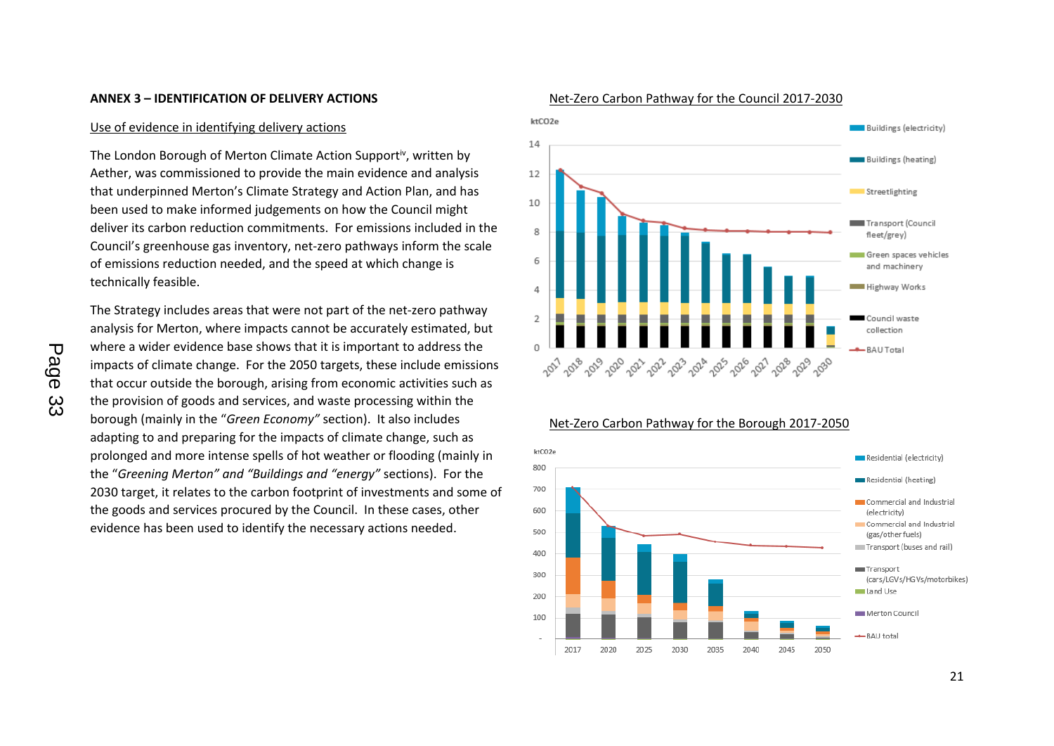**ANNEX 3 – IDENTIFICATION OF DELIVERY ACTIONS**

Use of evidence in identifying delivery actions

The London Borough of Merton Climate Action Support[iv], written by Aether, was commissioned to provide the main evidence and analysis that underpinned Merton's Climate Strategy and Action Plan, and has been used to make informed judgements on how the Council might deliver its carbon reduction commitments. For emissions included in the Council's greenhouse gas inventory, net-zero pathways inform the scale of emissions reduction needed, and the speed at which change is technically feasible.

The Strategy includes areas that were not part of the net-zero pathway analysis for Merton, where impacts cannot be accurately estimated, but where a wider evidence base shows that it is important to address the impacts of climate change. For the 2050 targets, these include emissions that occur outside the borough, arising from economic activities such as the provision of goods and services, and waste processing within the borough (mainly in the "*Green Economy"* section). It also includes adapting to and preparing for the impacts of climate change, such as prolonged and more intense spells of hot weather or flooding (mainly in the "*Greening Merton" and "Buildings and "energy"* sections). For the 2030 target, it relates to the carbon footprint of investments and some of the goods and services procured by the Council. In these cases, other evidence has been used to identify the necessary actions needed.

Net-Zero Carbon Pathway for the Council 2017-2030

Net-Zero Carbon Pathway for the Borough 2017-2050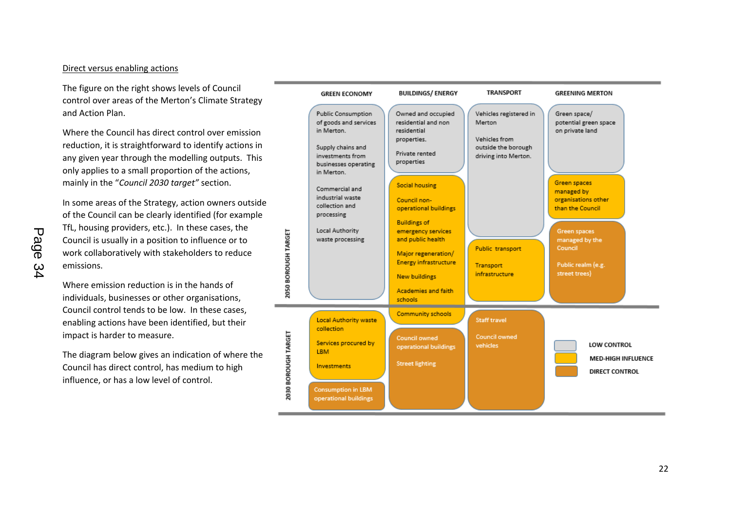Direct versus enabling actions

The figure on the right shows levels of Council control over areas of the Merton's Climate Strategy and Action Plan.

Where the Council has direct control over emission reduction, it is straightforward to identify actions in any given year through the modelling outputs. This only applies to a small proportion of the actions, mainly in the "*Council 2030 target"* section.

In some areas of the Strategy, action owners outside of the Council can be clearly identified (for example TfL, housing providers, etc.). In these cases, the Council is usually in a position to influence or to work collaboratively with stakeholders to reduce emissions.

Where emission reduction is in the hands of individuals, businesses or other organisations, Council control tends to be low. In these cases, enabling actions have been identified, but their impact is harder to measure.

The diagram below gives an indication of where the Council has direct control, has medium to high influence, or has a low level of control.

| | GREEN ECONOMY | BUILDINGS/ ENERGY | TRANSPORT | GREENING MERTON |
|---|---|---|---|---|
| 2050 BOROUGH TARGET – LOW CONTROL | Public Consumption of goods and services in Merton. Supply chains and investments from businesses operating in Merton. Commercial and industrial waste collection and processing. Local Authority waste processing | Owned and occupied residential and non residential properties. Private rented properties | Vehicles registered in Merton. Vehicles from outside the borough driving into Merton. | Green space/ potential green space on private land |
| 2050 BOROUGH TARGET – MED-HIGH INFLUENCE | | Social housing. Council non-operational buildings. Buildings of emergency services and public health. Major regeneration/ Energy infrastructure. New buildings. Academies and faith schools | Public transport. Transport infrastructure | Green spaces managed by organisations other than the Council |
| 2050 BOROUGH TARGET – DIRECT CONTROL | | | | Green spaces managed by the Council. Public realm (e.g. street trees) |
| 2030 BOROUGH TARGET – MED-HIGH INFLUENCE | Local Authority waste collection. Services procured by LBM. Investments | Community schools | | |
| 2030 BOROUGH TARGET – DIRECT CONTROL | Consumption in LBM operational buildings | Council owned operational buildings. Street lighting | Staff travel. Council owned vehicles | |

Key: LOW CONTROL; MED-HIGH INFLUENCE; DIRECT CONTROL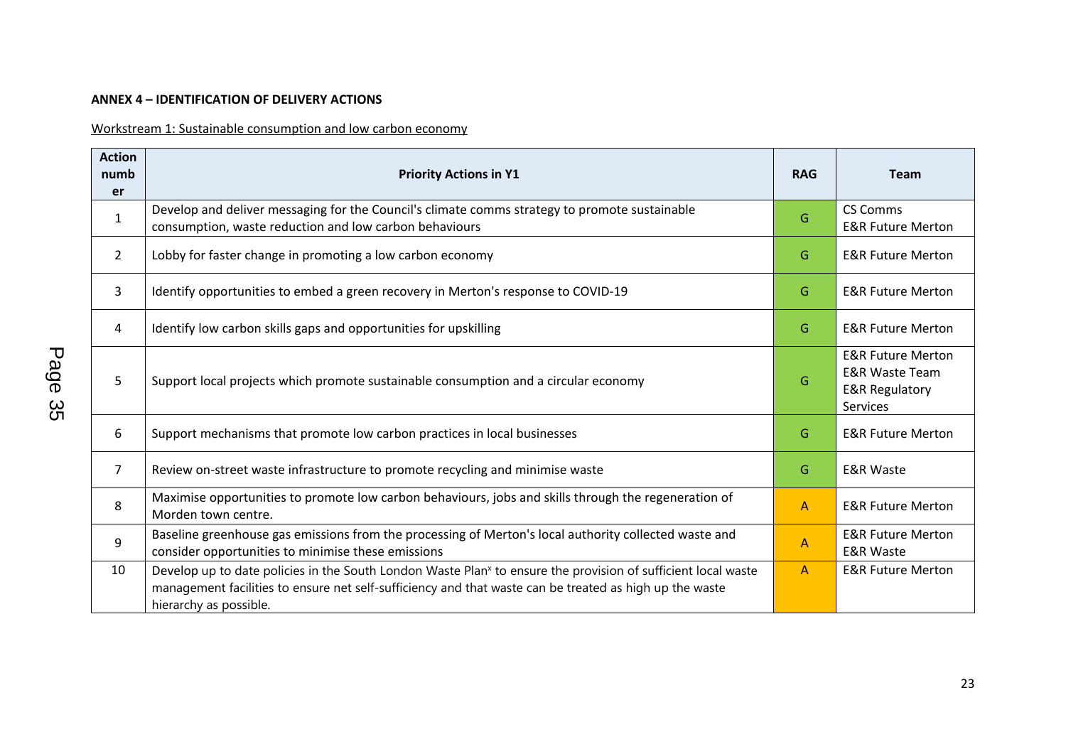**ANNEX 4 – IDENTIFICATION OF DELIVERY ACTIONS**

Workstream 1: Sustainable consumption and low carbon economy

| Action number | Priority Actions in Y1 | RAG | Team |
|---|---|---|---|
| 1 | Develop and deliver messaging for the Council's climate comms strategy to promote sustainable consumption, waste reduction and low carbon behaviours | G | CS Comms<br>E&R Future Merton |
| 2 | Lobby for faster change in promoting a low carbon economy | G | E&R Future Merton |
| 3 | Identify opportunities to embed a green recovery in Merton's response to COVID-19 | G | E&R Future Merton |
| 4 | Identify low carbon skills gaps and opportunities for upskilling | G | E&R Future Merton |
| 5 | Support local projects which promote sustainable consumption and a circular economy | G | E&R Future Merton<br>E&R Waste Team<br>E&R Regulatory Services |
| 6 | Support mechanisms that promote low carbon practices in local businesses | G | E&R Future Merton |
| 7 | Review on-street waste infrastructure to promote recycling and minimise waste | G | E&R Waste |
| 8 | Maximise opportunities to promote low carbon behaviours, jobs and skills through the regeneration of Morden town centre. | A | E&R Future Merton |
| 9 | Baseline greenhouse gas emissions from the processing of Merton's local authority collected waste and consider opportunities to minimise these emissions | A | E&R Future Merton<br>E&R Waste |
| 10 | Develop up to date policies in the South London Waste Plan[x] to ensure the provision of sufficient local waste management facilities to ensure net self-sufficiency and that waste can be treated as high up the waste hierarchy as possible. | A | E&R Future Merton |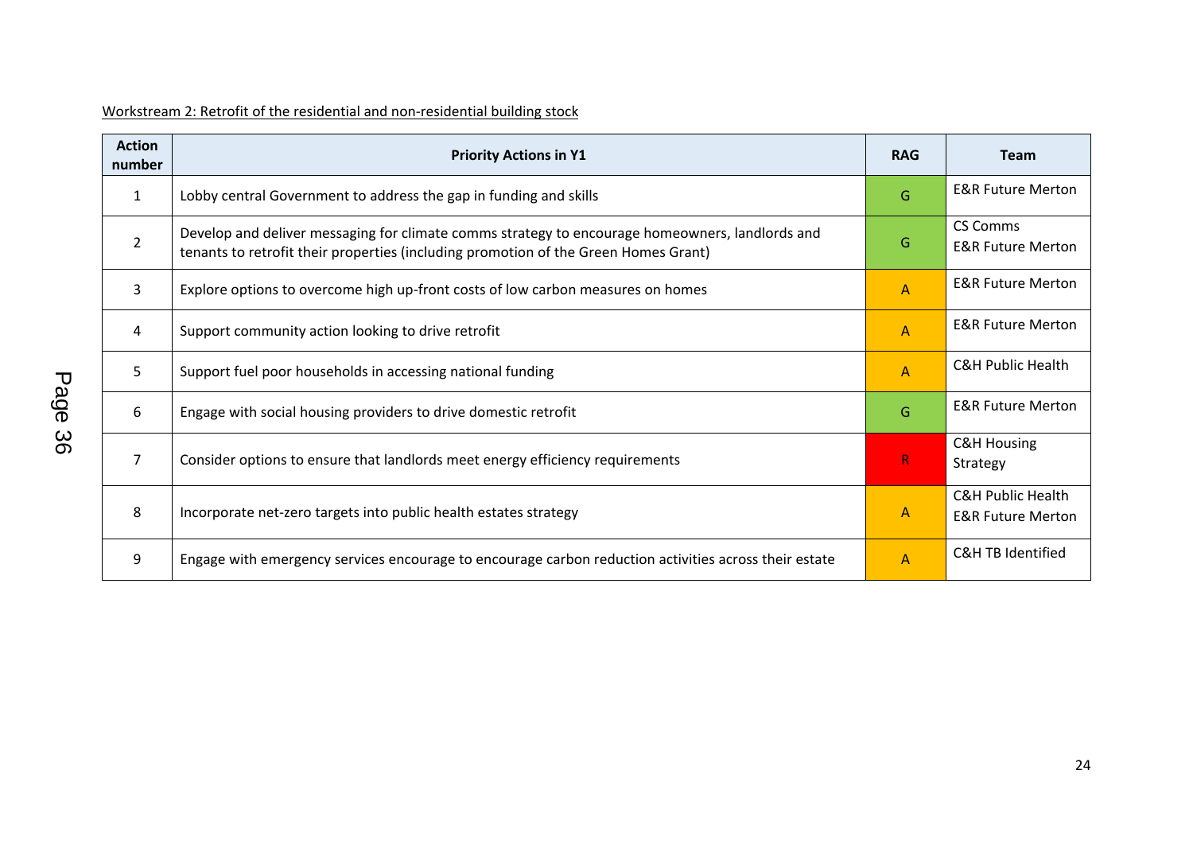Workstream 2: Retrofit of the residential and non-residential building stock

| Action number | Priority Actions in Y1 | RAG | Team |
|---|---|---|---|
| 1 | Lobby central Government to address the gap in funding and skills | G | E&R Future Merton |
| 2 | Develop and deliver messaging for climate comms strategy to encourage homeowners, landlords and tenants to retrofit their properties (including promotion of the Green Homes Grant) | G | CS Comms<br>E&R Future Merton |
| 3 | Explore options to overcome high up-front costs of low carbon measures on homes | A | E&R Future Merton |
| 4 | Support community action looking to drive retrofit | A | E&R Future Merton |
| 5 | Support fuel poor households in accessing national funding | A | C&H Public Health |
| 6 | Engage with social housing providers to drive domestic retrofit | G | E&R Future Merton |
| 7 | Consider options to ensure that landlords meet energy efficiency requirements | R | C&H Housing Strategy |
| 8 | Incorporate net-zero targets into public health estates strategy | A | C&H Public Health<br>E&R Future Merton |
| 9 | Engage with emergency services encourage to encourage carbon reduction activities across their estate | A | C&H TB Identified |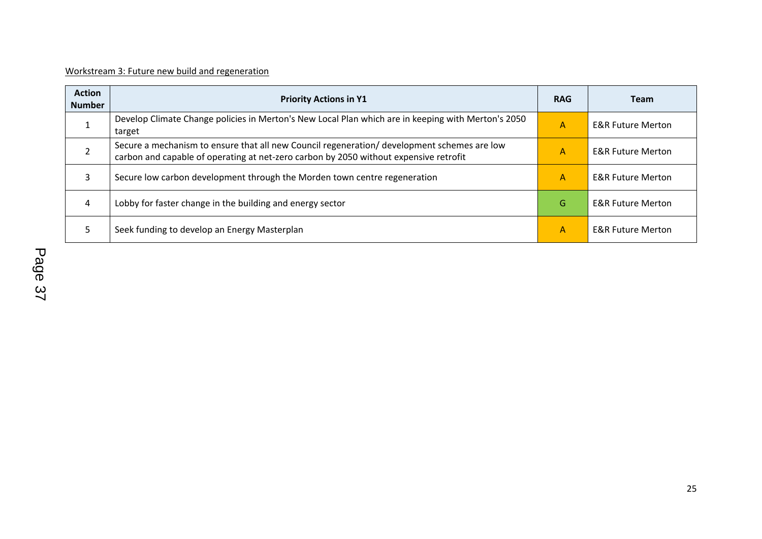Workstream 3: Future new build and regeneration

| Action Number | Priority Actions in Y1 | RAG | Team |
|---|---|---|---|
| 1 | Develop Climate Change policies in Merton's New Local Plan which are in keeping with Merton's 2050 target | A | E&R Future Merton |
| 2 | Secure a mechanism to ensure that all new Council regeneration/ development schemes are low carbon and capable of operating at net-zero carbon by 2050 without expensive retrofit | A | E&R Future Merton |
| 3 | Secure low carbon development through the Morden town centre regeneration | A | E&R Future Merton |
| 4 | Lobby for faster change in the building and energy sector | G | E&R Future Merton |
| 5 | Seek funding to develop an Energy Masterplan | A | E&R Future Merton |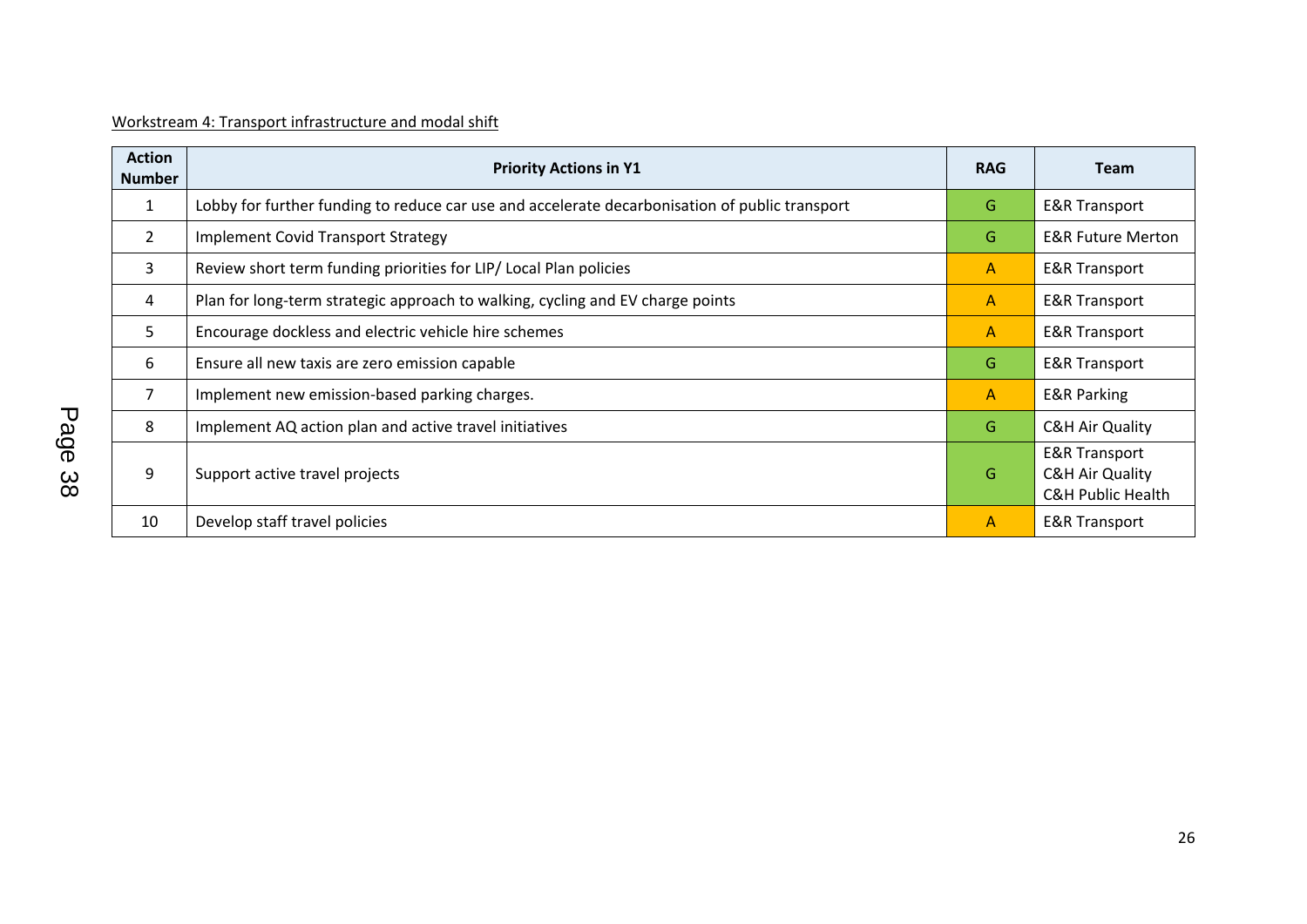Workstream 4: Transport infrastructure and modal shift

| Action Number | Priority Actions in Y1 | RAG | Team |
|---|---|---|---|
| 1 | Lobby for further funding to reduce car use and accelerate decarbonisation of public transport | G | E&R Transport |
| 2 | Implement Covid Transport Strategy | G | E&R Future Merton |
| 3 | Review short term funding priorities for LIP/ Local Plan policies | A | E&R Transport |
| 4 | Plan for long-term strategic approach to walking, cycling and EV charge points | A | E&R Transport |
| 5 | Encourage dockless and electric vehicle hire schemes | A | E&R Transport |
| 6 | Ensure all new taxis are zero emission capable | G | E&R Transport |
| 7 | Implement new emission-based parking charges. | A | E&R Parking |
| 8 | Implement AQ action plan and active travel initiatives | G | C&H Air Quality |
| 9 | Support active travel projects | G | E&R Transport<br>C&H Air Quality<br>C&H Public Health |
| 10 | Develop staff travel policies | A | E&R Transport |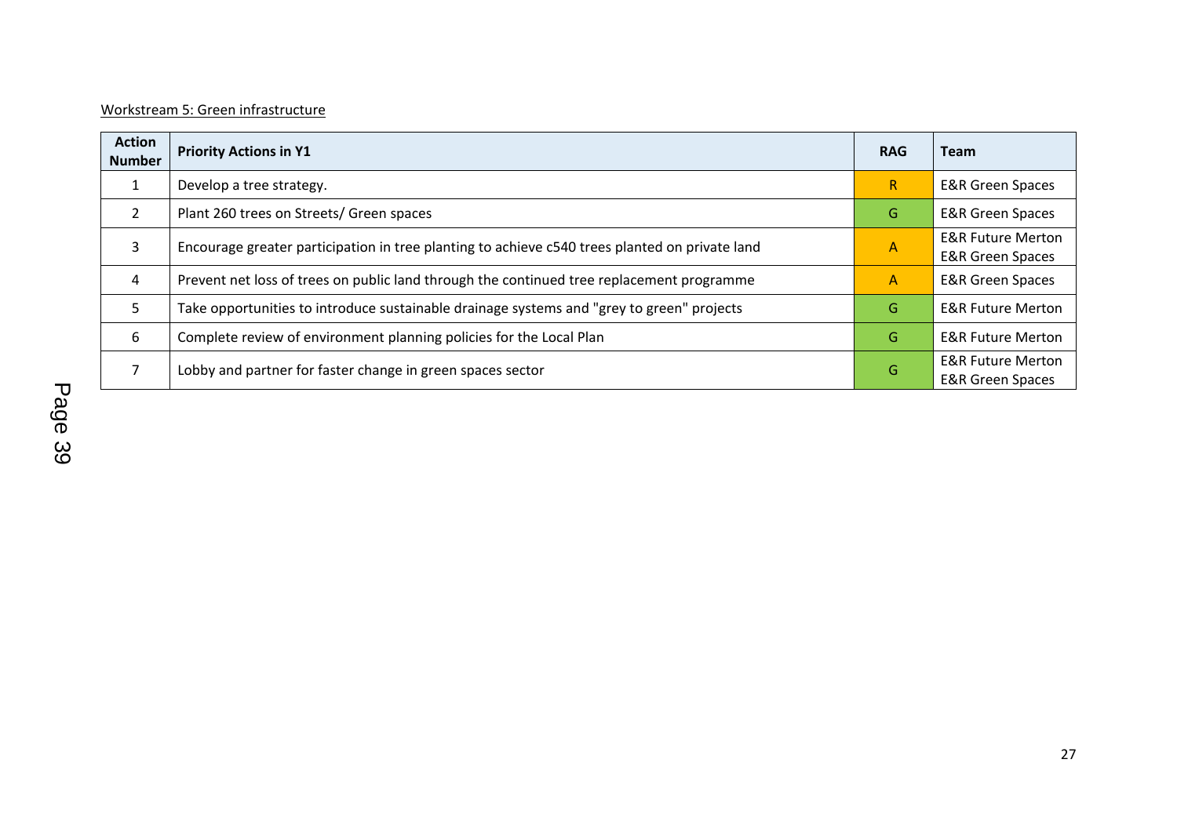Workstream 5: Green infrastructure

| Action Number | Priority Actions in Y1 | RAG | Team |
|---|---|---|---|
| 1 | Develop a tree strategy. | R | E&R Green Spaces |
| 2 | Plant 260 trees on Streets/ Green spaces | G | E&R Green Spaces |
| 3 | Encourage greater participation in tree planting to achieve c540 trees planted on private land | A | E&R Future Merton E&R Green Spaces |
| 4 | Prevent net loss of trees on public land through the continued tree replacement programme | A | E&R Green Spaces |
| 5 | Take opportunities to introduce sustainable drainage systems and "grey to green" projects | G | E&R Future Merton |
| 6 | Complete review of environment planning policies for the Local Plan | G | E&R Future Merton |
| 7 | Lobby and partner for faster change in green spaces sector | G | E&R Future Merton E&R Green Spaces |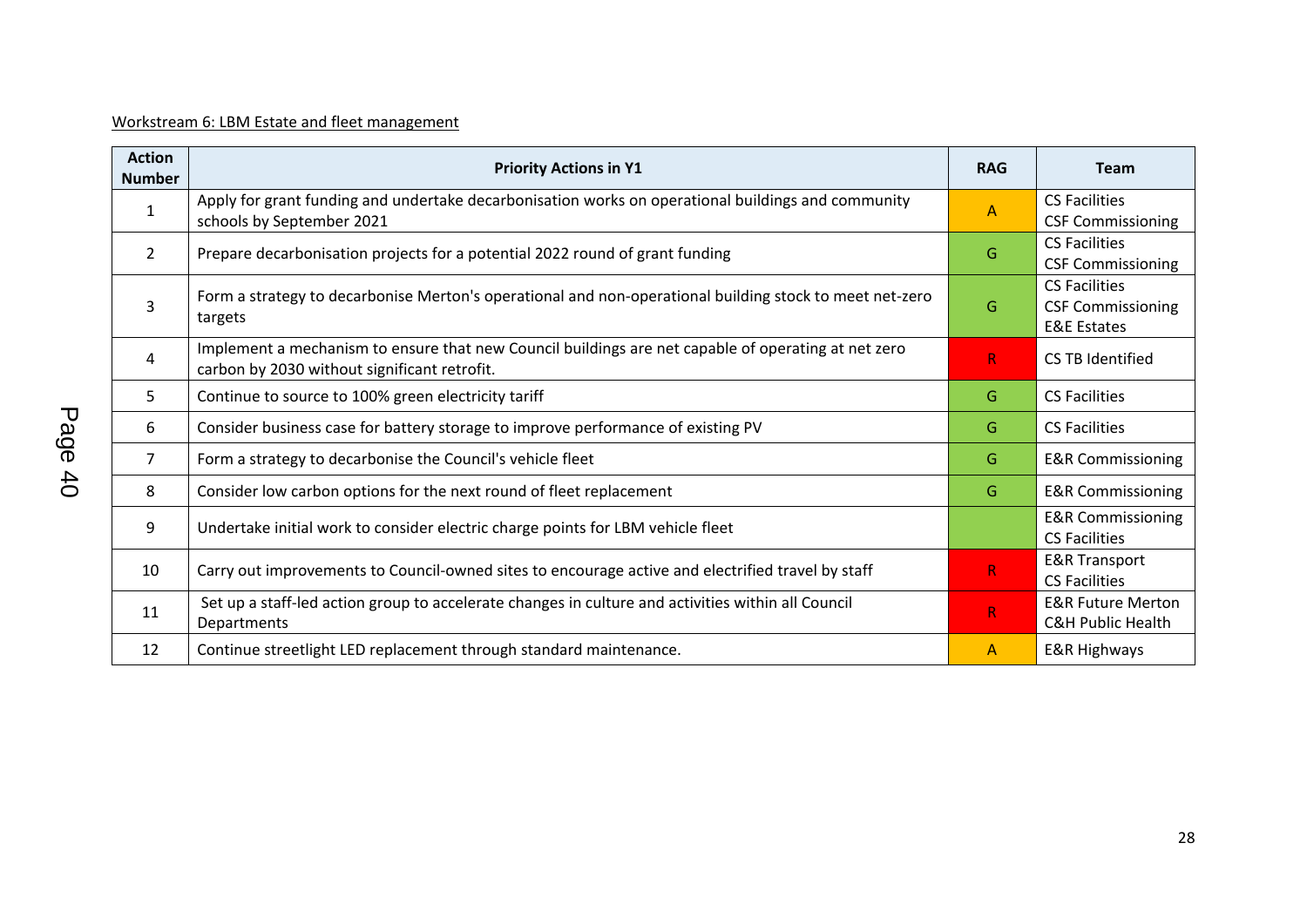Workstream 6: LBM Estate and fleet management

| Action Number | Priority Actions in Y1 | RAG | Team |
|---|---|---|---|
| 1 | Apply for grant funding and undertake decarbonisation works on operational buildings and community schools by September 2021 | A | CS Facilities<br>CSF Commissioning |
| 2 | Prepare decarbonisation projects for a potential 2022 round of grant funding | G | CS Facilities<br>CSF Commissioning |
| 3 | Form a strategy to decarbonise Merton's operational and non-operational building stock to meet net-zero targets | G | CS Facilities<br>CSF Commissioning<br>E&E Estates |
| 4 | Implement a mechanism to ensure that new Council buildings are net capable of operating at net zero carbon by 2030 without significant retrofit. | R | CS TB Identified |
| 5 | Continue to source to 100% green electricity tariff | G | CS Facilities |
| 6 | Consider business case for battery storage to improve performance of existing PV | G | CS Facilities |
| 7 | Form a strategy to decarbonise the Council's vehicle fleet | G | E&R Commissioning |
| 8 | Consider low carbon options for the next round of fleet replacement | G | E&R Commissioning |
| 9 | Undertake initial work to consider electric charge points for LBM vehicle fleet | | E&R Commissioning<br>CS Facilities |
| 10 | Carry out improvements to Council-owned sites to encourage active and electrified travel by staff | R | E&R Transport<br>CS Facilities |
| 11 | Set up a staff-led action group to accelerate changes in culture and activities within all Council Departments | R | E&R Future Merton<br>C&H Public Health |
| 12 | Continue streetlight LED replacement through standard maintenance. | A | E&R Highways |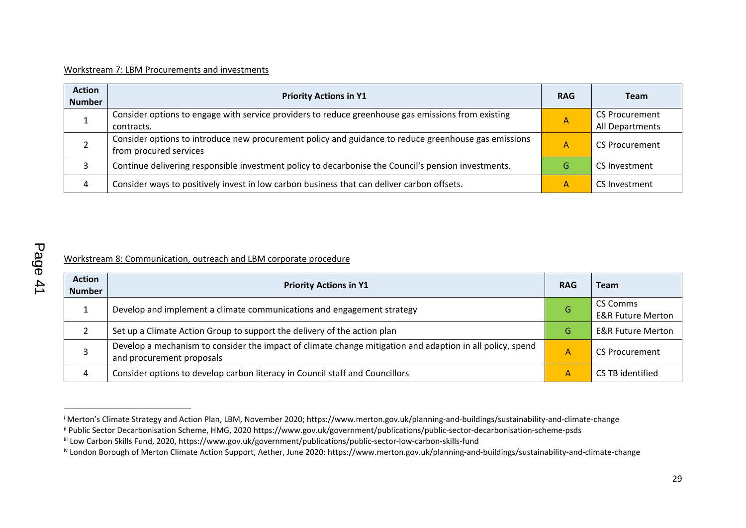Workstream 7: LBM Procurements and investments

| Action Number | Priority Actions in Y1 | RAG | Team |
|---|---|---|---|
| 1 | Consider options to engage with service providers to reduce greenhouse gas emissions from existing contracts. | A | CS Procurement All Departments |
| 2 | Consider options to introduce new procurement policy and guidance to reduce greenhouse gas emissions from procured services | A | CS Procurement |
| 3 | Continue delivering responsible investment policy to decarbonise the Council's pension investments. | G | CS Investment |
| 4 | Consider ways to positively invest in low carbon business that can deliver carbon offsets. | A | CS Investment |

Workstream 8: Communication, outreach and LBM corporate procedure

| Action Number | Priority Actions in Y1 | RAG | Team |
|---|---|---|---|
| 1 | Develop and implement a climate communications and engagement strategy | G | CS Comms E&R Future Merton |
| 2 | Set up a Climate Action Group to support the delivery of the action plan | G | E&R Future Merton |
| 3 | Develop a mechanism to consider the impact of climate change mitigation and adaption in all policy, spend and procurement proposals | A | CS Procurement |
| 4 | Consider options to develop carbon literacy in Council staff and Councillors | A | CS TB identified |

---

[i] Merton's Climate Strategy and Action Plan, LBM, November 2020; https://www.merton.gov.uk/planning-and-buildings/sustainability-and-climate-change

[ii] Public Sector Decarbonisation Scheme, HMG, 2020 https://www.gov.uk/government/publications/public-sector-decarbonisation-scheme-psds

[iii] Low Carbon Skills Fund, 2020, https://www.gov.uk/government/publications/public-sector-low-carbon-skills-fund

[iv] London Borough of Merton Climate Action Support, Aether, June 2020: https://www.merton.gov.uk/planning-and-buildings/sustainability-and-climate-change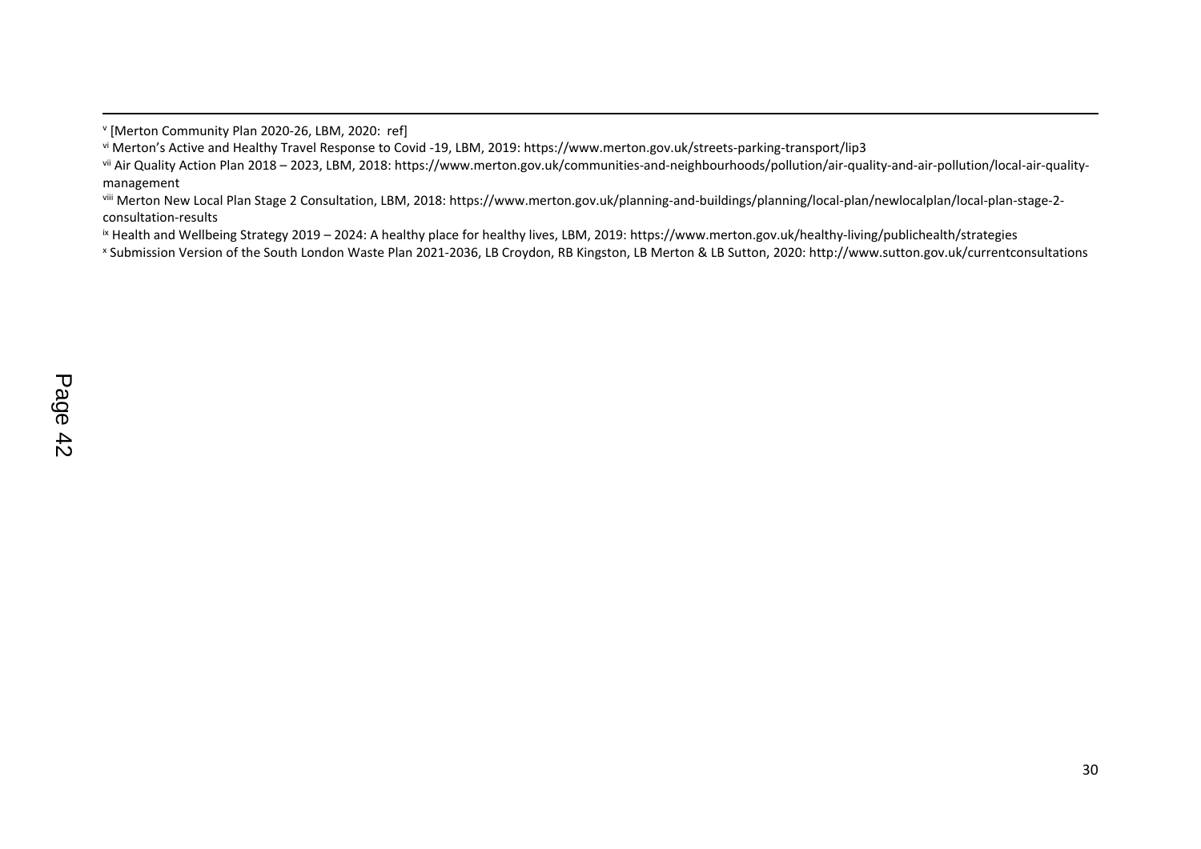[v] [Merton Community Plan 2020-26, LBM, 2020: ref]

[vi] Merton's Active and Healthy Travel Response to Covid -19, LBM, 2019: https://www.merton.gov.uk/streets-parking-transport/lip3

[vii] Air Quality Action Plan 2018 – 2023, LBM, 2018: https://www.merton.gov.uk/communities-and-neighbourhoods/pollution/air-quality-and-air-pollution/local-air-quality-management

[viii] Merton New Local Plan Stage 2 Consultation, LBM, 2018: https://www.merton.gov.uk/planning-and-buildings/planning/local-plan/newlocalplan/local-plan-stage-2-consultation-results

[ix] Health and Wellbeing Strategy 2019 – 2024: A healthy place for healthy lives, LBM, 2019: https://www.merton.gov.uk/healthy-living/publichealth/strategies

[x] Submission Version of the South London Waste Plan 2021-2036, LB Croydon, RB Kingston, LB Merton & LB Sutton, 2020: http://www.sutton.gov.uk/currentconsultations